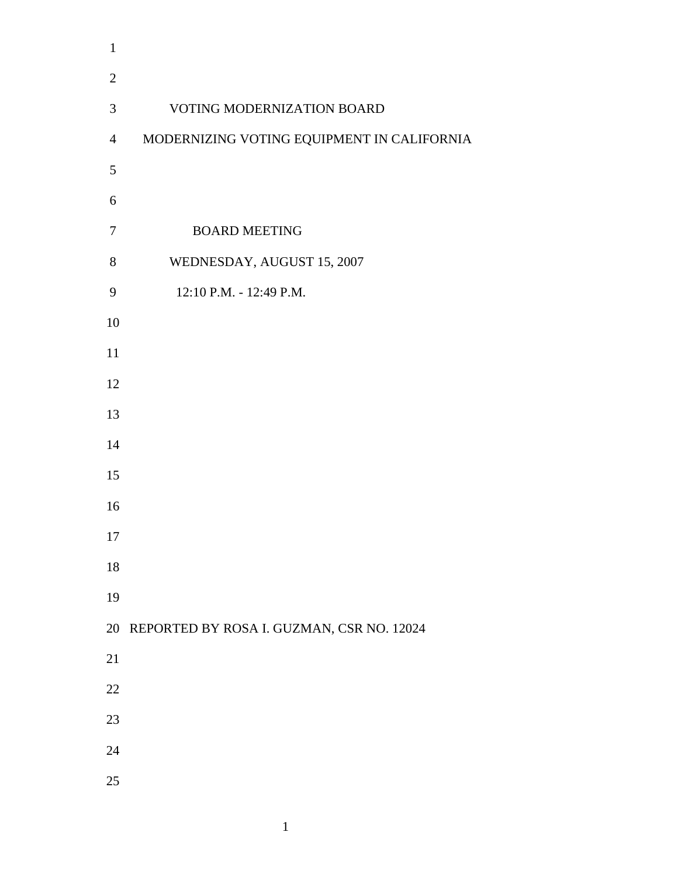# VOTING MODERNIZATION BOARD

## MODERNIZING VOTING EQUIPMENT IN CALIFORNIA

BOARD MEETING

WEDNESDAY, AUGUST 15, 2007

12:10 P.M. - 12:49 P.M.

REPORTED BY ROSA I. GUZMAN, CSR NO. 12024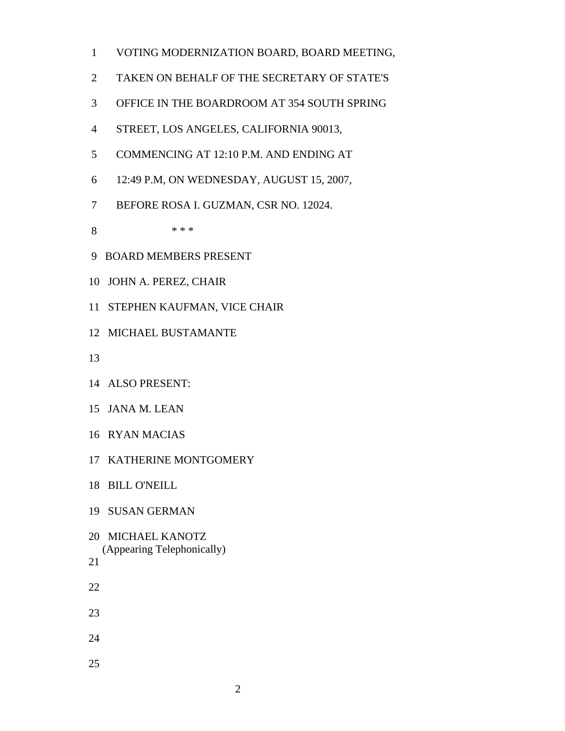VOTING MODERNIZATION BOARD, BOARD MEETING, TAKEN ON BEHALF OF THE SECRETARY OF STATE'S OFFICE IN THE BOARDROOM AT 354 SOUTH SPRING STREET, LOS ANGELES, CALIFORNIA 90013, COMMENCING AT 12:10 P.M. AND ENDING AT 12:49 P.M, ON WEDNESDAY, AUGUST 15, 2007, BEFORE ROSA I. GUZMAN, CSR NO. 12024.

\* \* \*

BOARD MEMBERS PRESENT

JOHN A. PEREZ, CHAIR

STEPHEN KAUFMAN, VICE CHAIR

MICHAEL BUSTAMANTE

ALSO PRESENT:

JANA M. LEAN

RYAN MACIAS

KATHERINE MONTGOMERY

BILL O'NEILL

SUSAN GERMAN

MICHAEL KANOTZ
(Appearing Telephonically)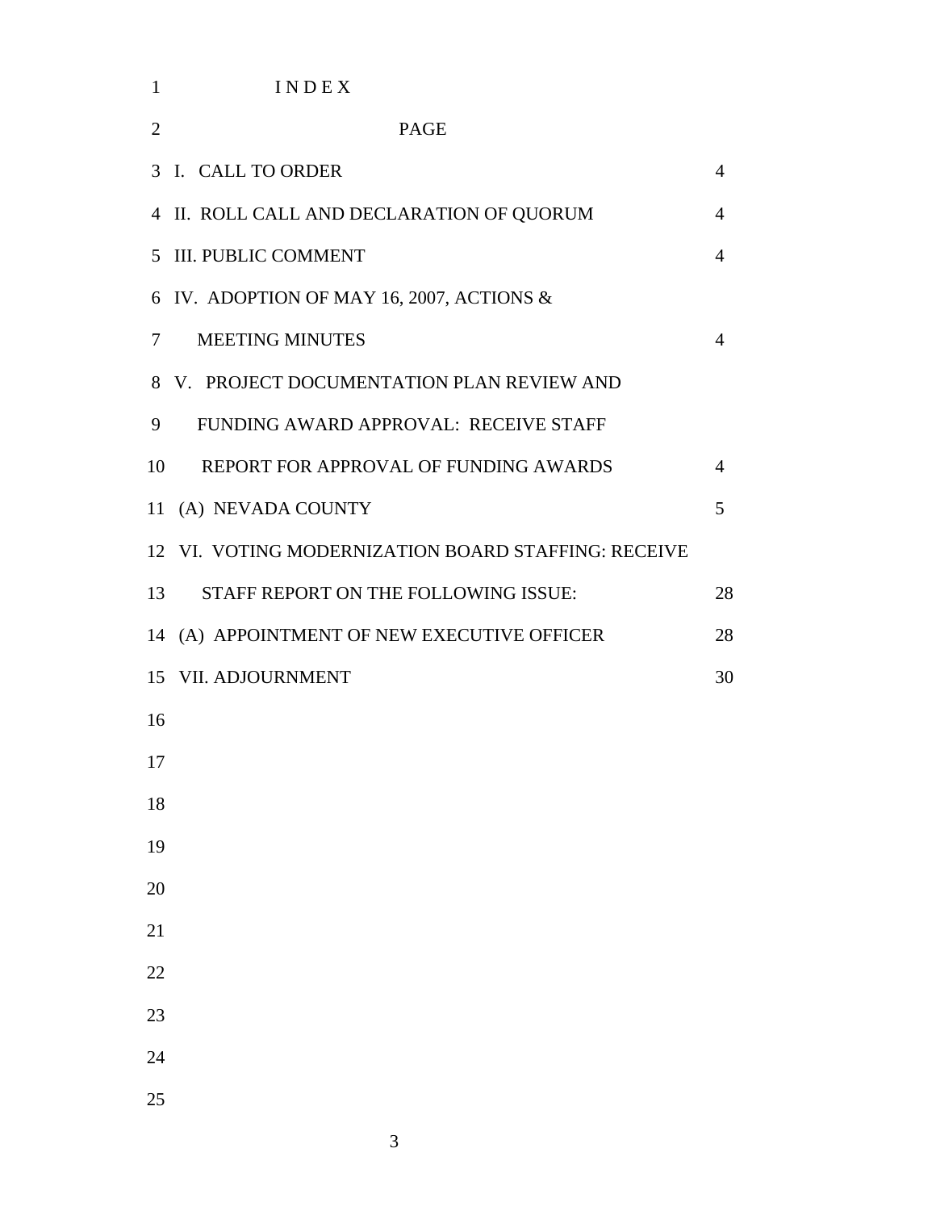# I N D E X

| | PAGE |
|---|---|
| I. CALL TO ORDER | 4 |
| II. ROLL CALL AND DECLARATION OF QUORUM | 4 |
| III. PUBLIC COMMENT | 4 |
| IV. ADOPTION OF MAY 16, 2007, ACTIONS & MEETING MINUTES | 4 |
| V. PROJECT DOCUMENTATION PLAN REVIEW AND FUNDING AWARD APPROVAL: RECEIVE STAFF REPORT FOR APPROVAL OF FUNDING AWARDS | 4 |
| (A) NEVADA COUNTY | 5 |
| VI. VOTING MODERNIZATION BOARD STAFFING: RECEIVE STAFF REPORT ON THE FOLLOWING ISSUE: | 28 |
| (A) APPOINTMENT OF NEW EXECUTIVE OFFICER | 28 |
| VII. ADJOURNMENT | 30 |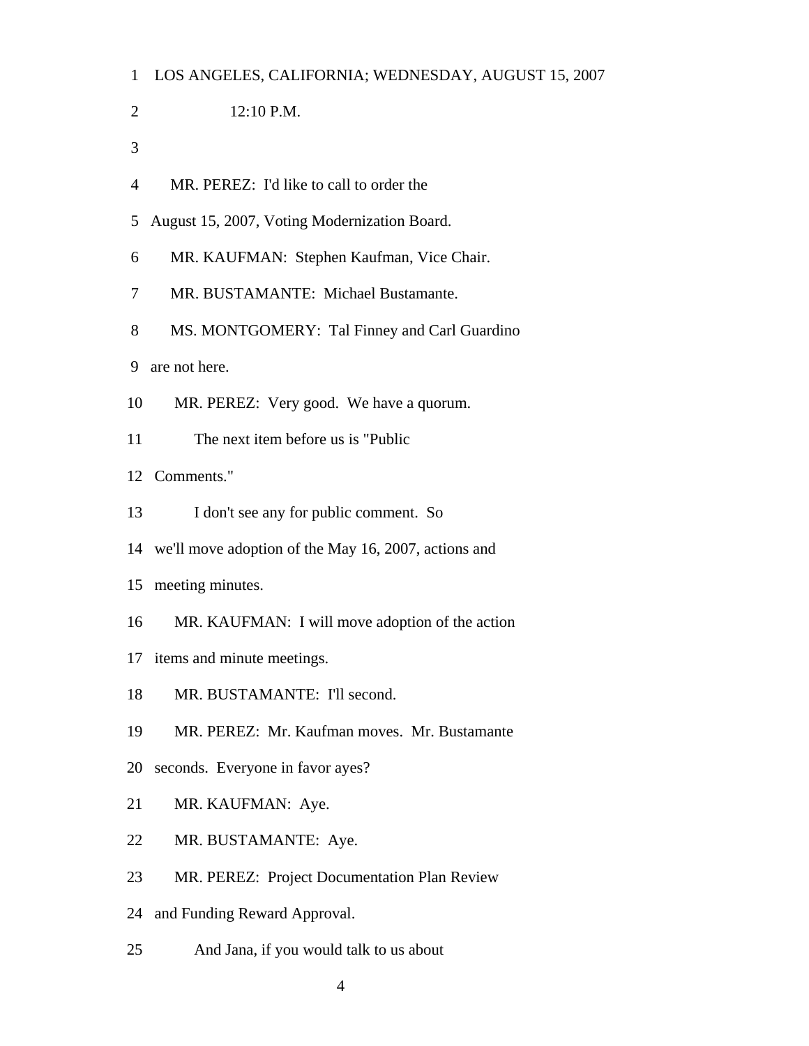1 LOS ANGELES, CALIFORNIA; WEDNESDAY, AUGUST 15, 2007

2 12:10 P.M.

3

4 MR. PEREZ: I'd like to call to order the

5 August 15, 2007, Voting Modernization Board.

6 MR. KAUFMAN: Stephen Kaufman, Vice Chair.

7 MR. BUSTAMANTE: Michael Bustamante.

8 MS. MONTGOMERY: Tal Finney and Carl Guardino

9 are not here.

10 MR. PEREZ: Very good. We have a quorum.

11 The next item before us is "Public

12 Comments."

13 I don't see any for public comment. So

14 we'll move adoption of the May 16, 2007, actions and

15 meeting minutes.

16 MR. KAUFMAN: I will move adoption of the action

17 items and minute meetings.

18 MR. BUSTAMANTE: I'll second.

19 MR. PEREZ: Mr. Kaufman moves. Mr. Bustamante

20 seconds. Everyone in favor ayes?

21 MR. KAUFMAN: Aye.

22 MR. BUSTAMANTE: Aye.

23 MR. PEREZ: Project Documentation Plan Review

24 and Funding Reward Approval.

25 And Jana, if you would talk to us about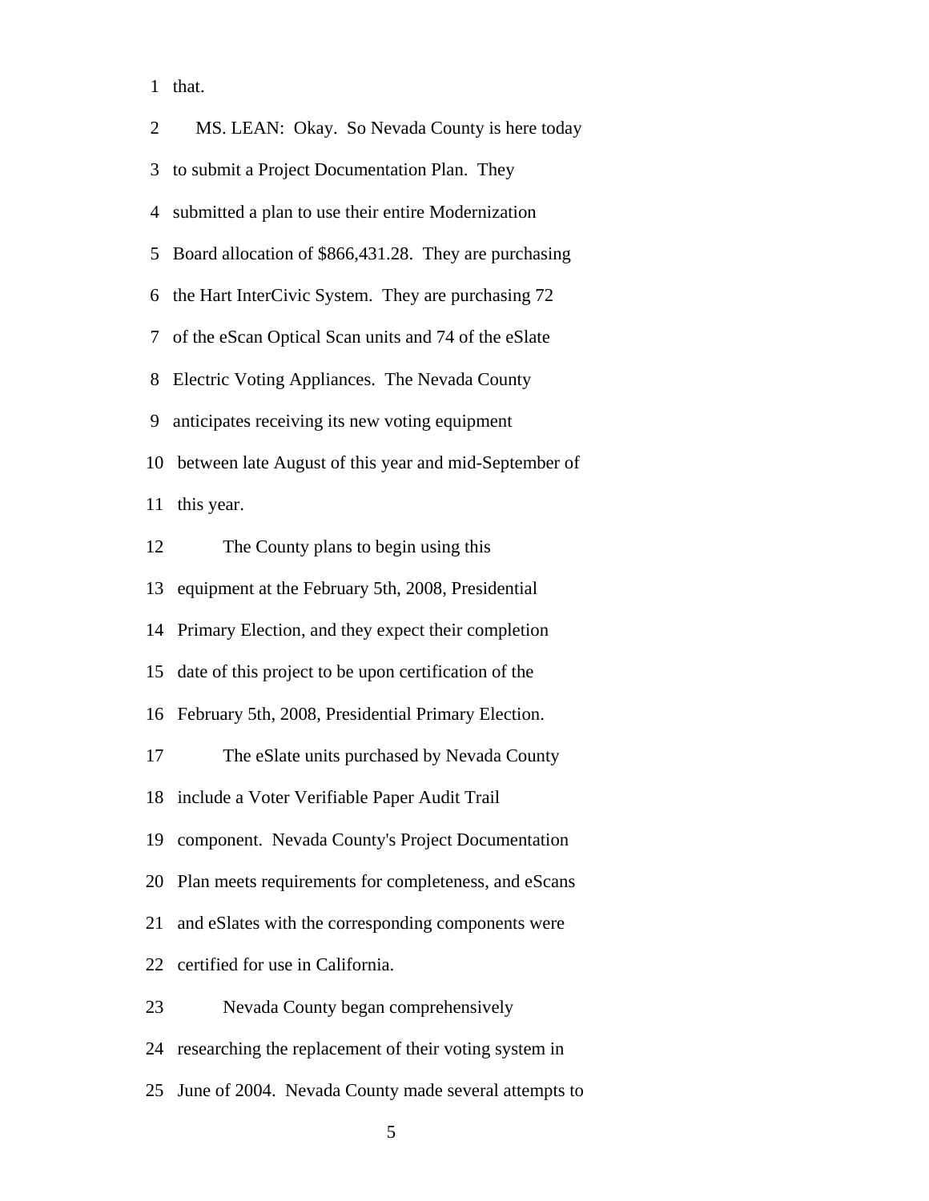that.

MS. LEAN: Okay. So Nevada County is here today to submit a Project Documentation Plan. They submitted a plan to use their entire Modernization Board allocation of $866,431.28. They are purchasing the Hart InterCivic System. They are purchasing 72 of the eScan Optical Scan units and 74 of the eSlate Electric Voting Appliances. The Nevada County anticipates receiving its new voting equipment between late August of this year and mid-September of this year.

The County plans to begin using this equipment at the February 5th, 2008, Presidential Primary Election, and they expect their completion date of this project to be upon certification of the February 5th, 2008, Presidential Primary Election.

The eSlate units purchased by Nevada County include a Voter Verifiable Paper Audit Trail component. Nevada County's Project Documentation Plan meets requirements for completeness, and eScans and eSlates with the corresponding components were certified for use in California.

Nevada County began comprehensively researching the replacement of their voting system in June of 2004. Nevada County made several attempts to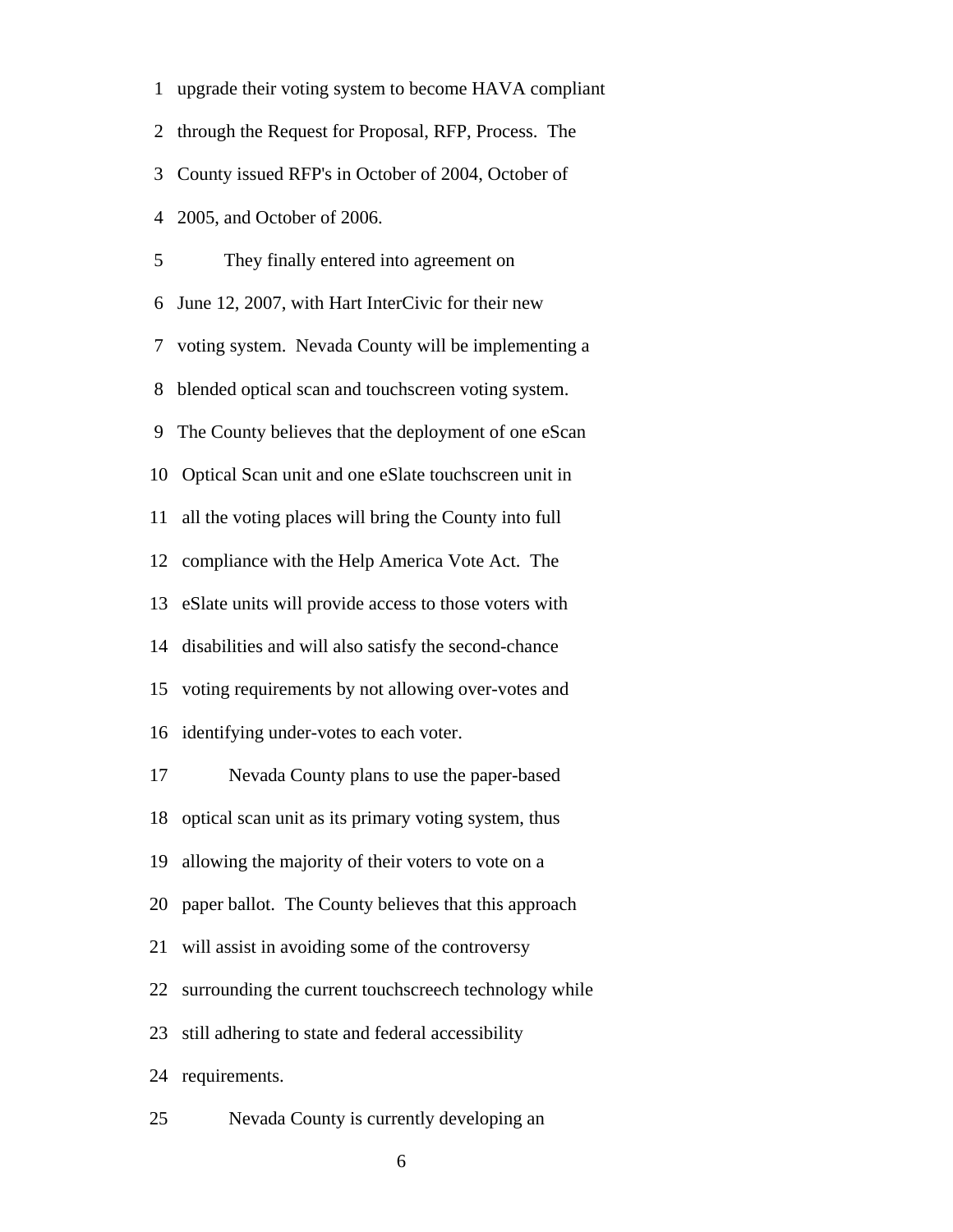upgrade their voting system to become HAVA compliant through the Request for Proposal, RFP, Process. The County issued RFP's in October of 2004, October of 2005, and October of 2006.

They finally entered into agreement on June 12, 2007, with Hart InterCivic for their new voting system. Nevada County will be implementing a blended optical scan and touchscreen voting system. The County believes that the deployment of one eScan Optical Scan unit and one eSlate touchscreen unit in all the voting places will bring the County into full compliance with the Help America Vote Act. The eSlate units will provide access to those voters with disabilities and will also satisfy the second-chance voting requirements by not allowing over-votes and identifying under-votes to each voter.

Nevada County plans to use the paper-based optical scan unit as its primary voting system, thus allowing the majority of their voters to vote on a paper ballot. The County believes that this approach will assist in avoiding some of the controversy surrounding the current touchscreech technology while still adhering to state and federal accessibility requirements.

Nevada County is currently developing an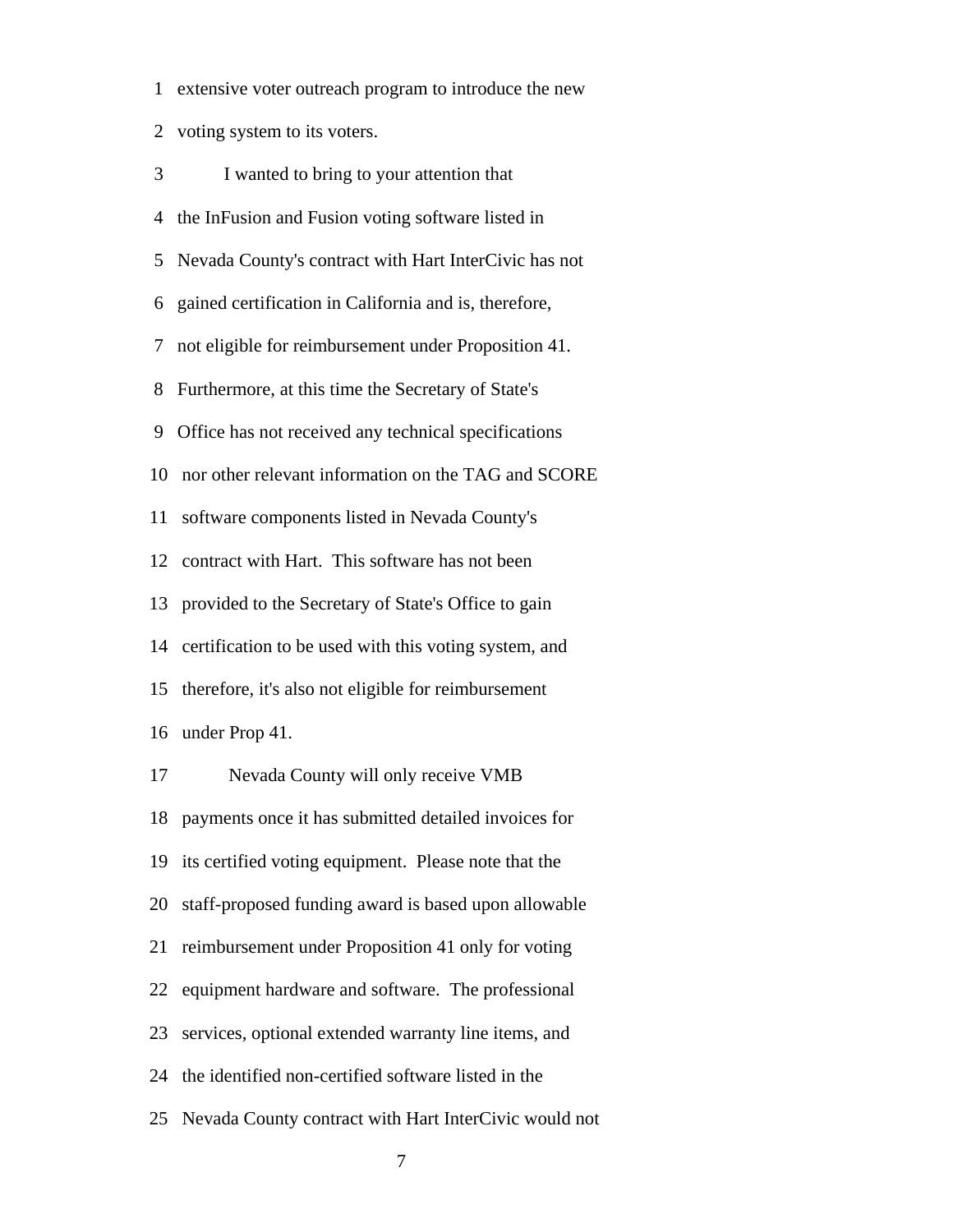extensive voter outreach program to introduce the new voting system to its voters.

I wanted to bring to your attention that the InFusion and Fusion voting software listed in Nevada County's contract with Hart InterCivic has not gained certification in California and is, therefore, not eligible for reimbursement under Proposition 41. Furthermore, at this time the Secretary of State's Office has not received any technical specifications nor other relevant information on the TAG and SCORE software components listed in Nevada County's contract with Hart. This software has not been provided to the Secretary of State's Office to gain certification to be used with this voting system, and therefore, it's also not eligible for reimbursement under Prop 41.

Nevada County will only receive VMB payments once it has submitted detailed invoices for its certified voting equipment. Please note that the staff-proposed funding award is based upon allowable reimbursement under Proposition 41 only for voting equipment hardware and software. The professional services, optional extended warranty line items, and the identified non-certified software listed in the Nevada County contract with Hart InterCivic would not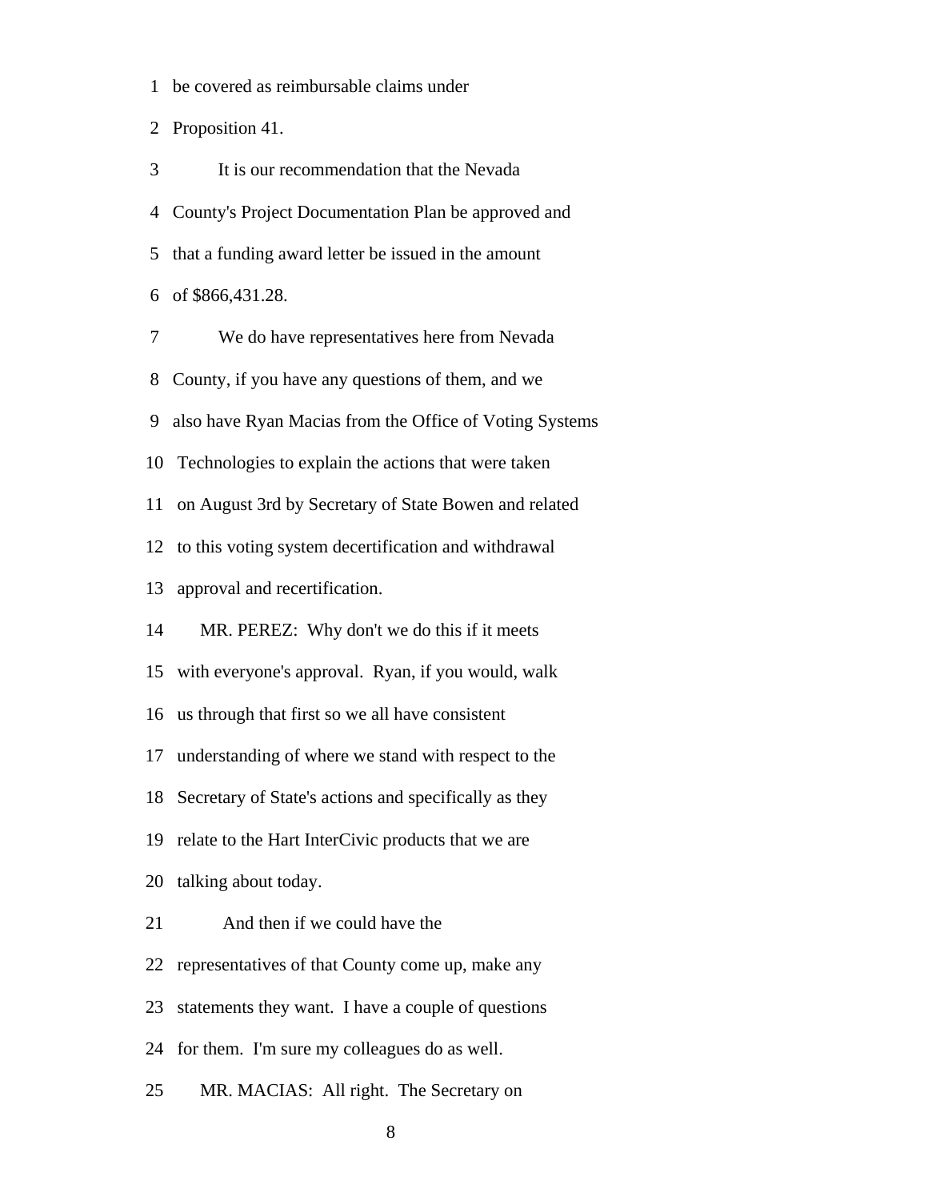be covered as reimbursable claims under Proposition 41.

It is our recommendation that the Nevada County's Project Documentation Plan be approved and that a funding award letter be issued in the amount of $866,431.28.

We do have representatives here from Nevada County, if you have any questions of them, and we also have Ryan Macias from the Office of Voting Systems Technologies to explain the actions that were taken on August 3rd by Secretary of State Bowen and related to this voting system decertification and withdrawal approval and recertification.

MR. PEREZ: Why don't we do this if it meets with everyone's approval. Ryan, if you would, walk us through that first so we all have consistent understanding of where we stand with respect to the Secretary of State's actions and specifically as they relate to the Hart InterCivic products that we are talking about today.

And then if we could have the representatives of that County come up, make any statements they want. I have a couple of questions for them. I'm sure my colleagues do as well.

MR. MACIAS: All right. The Secretary on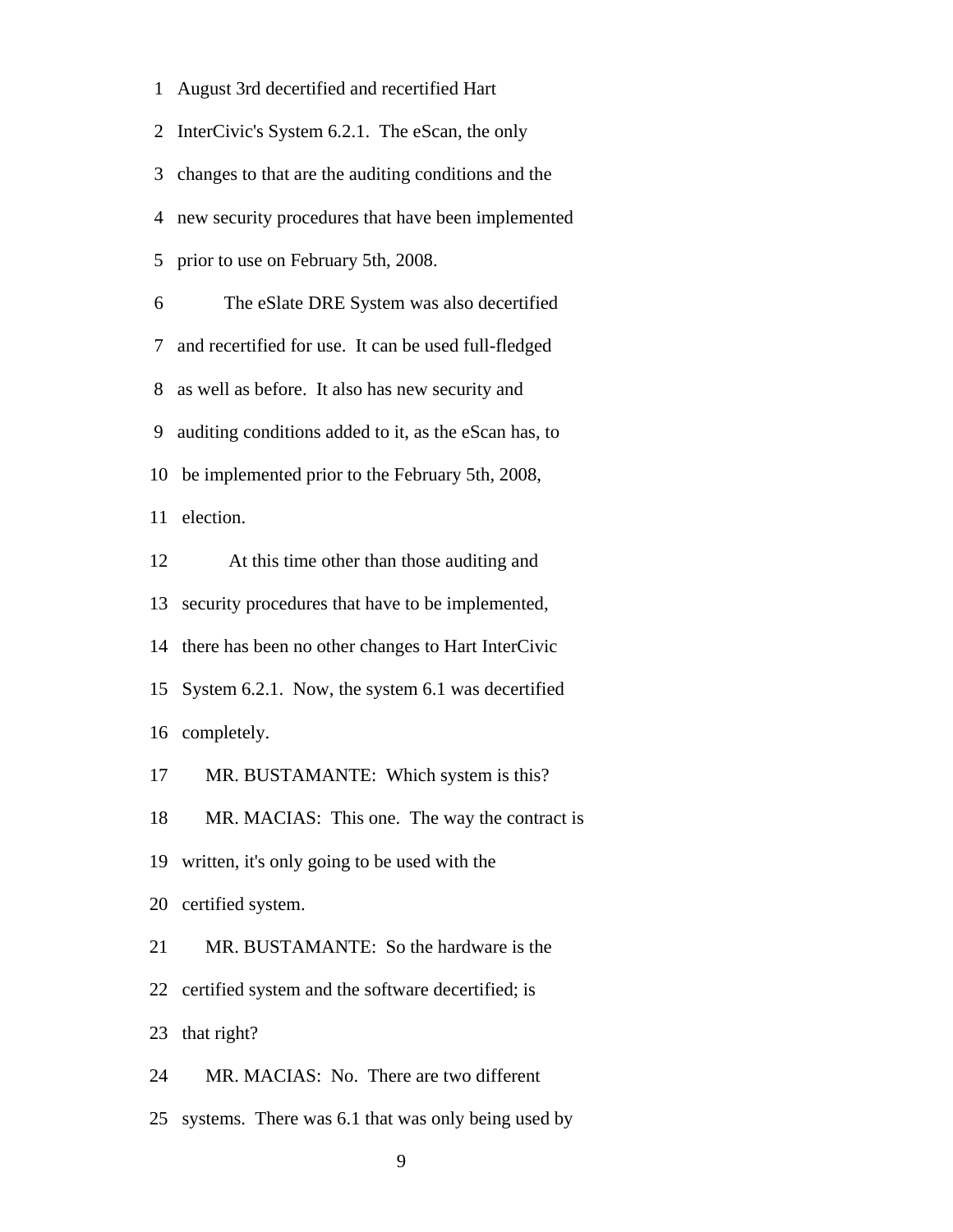August 3rd decertified and recertified Hart InterCivic's System 6.2.1. The eScan, the only changes to that are the auditing conditions and the new security procedures that have been implemented prior to use on February 5th, 2008.

The eSlate DRE System was also decertified and recertified for use. It can be used full-fledged as well as before. It also has new security and auditing conditions added to it, as the eScan has, to be implemented prior to the February 5th, 2008, election.

At this time other than those auditing and security procedures that have to be implemented, there has been no other changes to Hart InterCivic System 6.2.1. Now, the system 6.1 was decertified completely.

MR. BUSTAMANTE: Which system is this?

MR. MACIAS: This one. The way the contract is written, it's only going to be used with the certified system.

MR. BUSTAMANTE: So the hardware is the certified system and the software decertified; is that right?

MR. MACIAS: No. There are two different systems. There was 6.1 that was only being used by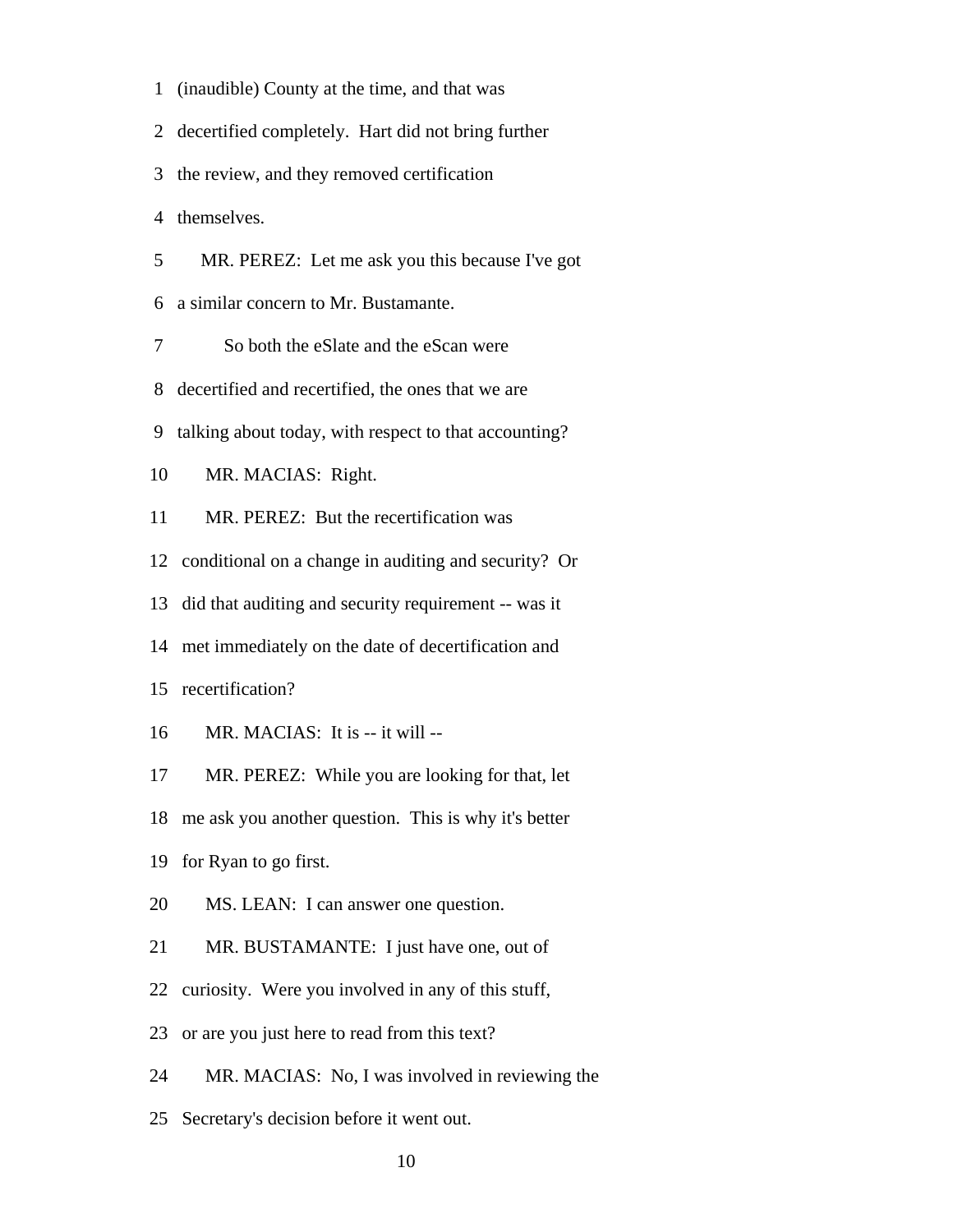(inaudible) County at the time, and that was decertified completely. Hart did not bring further the review, and they removed certification themselves.

MR. PEREZ: Let me ask you this because I've got a similar concern to Mr. Bustamante.

So both the eSlate and the eScan were decertified and recertified, the ones that we are talking about today, with respect to that accounting?

MR. MACIAS: Right.

MR. PEREZ: But the recertification was conditional on a change in auditing and security? Or did that auditing and security requirement -- was it met immediately on the date of decertification and recertification?

MR. MACIAS: It is -- it will --

MR. PEREZ: While you are looking for that, let me ask you another question. This is why it's better for Ryan to go first.

MS. LEAN: I can answer one question.

MR. BUSTAMANTE: I just have one, out of curiosity. Were you involved in any of this stuff, or are you just here to read from this text?

MR. MACIAS: No, I was involved in reviewing the Secretary's decision before it went out.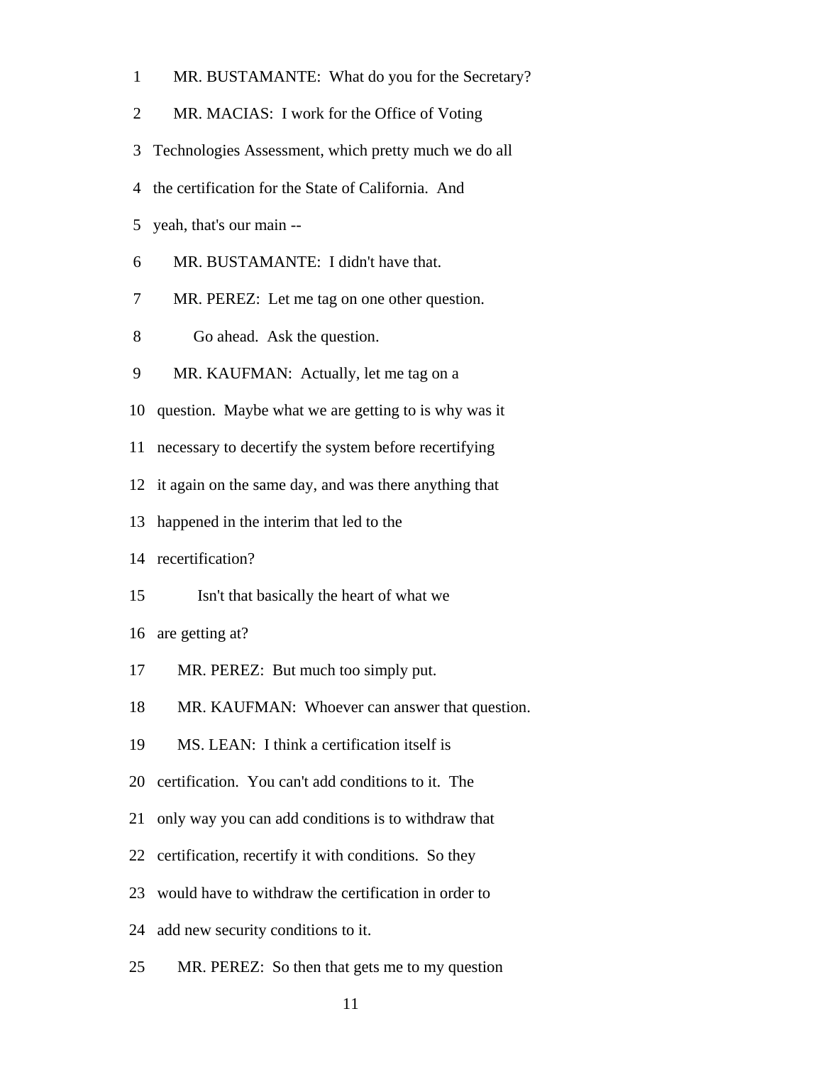1 MR. BUSTAMANTE: What do you for the Secretary?

2 MR. MACIAS: I work for the Office of Voting

3 Technologies Assessment, which pretty much we do all

4 the certification for the State of California. And

5 yeah, that's our main --

6 MR. BUSTAMANTE: I didn't have that.

7 MR. PEREZ: Let me tag on one other question.

8 Go ahead. Ask the question.

9 MR. KAUFMAN: Actually, let me tag on a

10 question. Maybe what we are getting to is why was it

11 necessary to decertify the system before recertifying

12 it again on the same day, and was there anything that

13 happened in the interim that led to the

14 recertification?

15 Isn't that basically the heart of what we

16 are getting at?

17 MR. PEREZ: But much too simply put.

18 MR. KAUFMAN: Whoever can answer that question.

19 MS. LEAN: I think a certification itself is

20 certification. You can't add conditions to it. The

21 only way you can add conditions is to withdraw that

22 certification, recertify it with conditions. So they

23 would have to withdraw the certification in order to

24 add new security conditions to it.

25 MR. PEREZ: So then that gets me to my question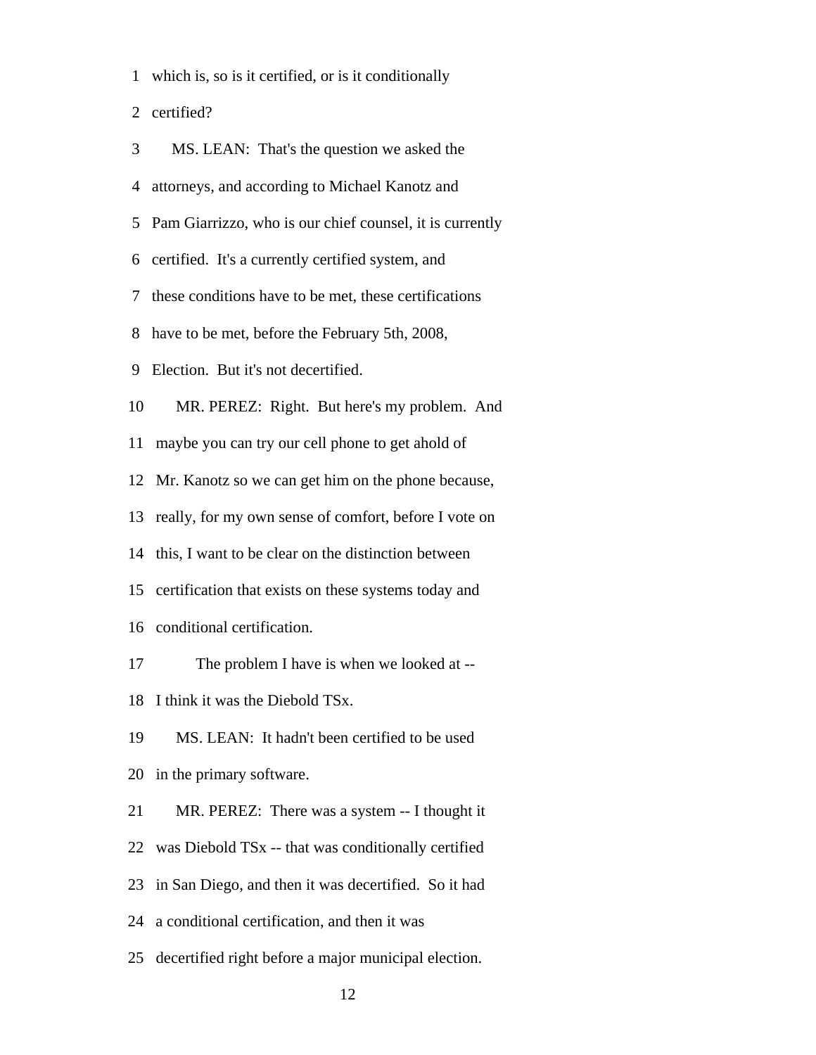which is, so is it certified, or is it conditionally certified?

MS. LEAN: That's the question we asked the attorneys, and according to Michael Kanotz and Pam Giarrizzo, who is our chief counsel, it is currently certified. It's a currently certified system, and these conditions have to be met, these certifications have to be met, before the February 5th, 2008, Election. But it's not decertified.

MR. PEREZ: Right. But here's my problem. And maybe you can try our cell phone to get ahold of Mr. Kanotz so we can get him on the phone because, really, for my own sense of comfort, before I vote on this, I want to be clear on the distinction between certification that exists on these systems today and conditional certification.

The problem I have is when we looked at -- I think it was the Diebold TSx.

MS. LEAN: It hadn't been certified to be used in the primary software.

MR. PEREZ: There was a system -- I thought it was Diebold TSx -- that was conditionally certified in San Diego, and then it was decertified. So it had a conditional certification, and then it was decertified right before a major municipal election.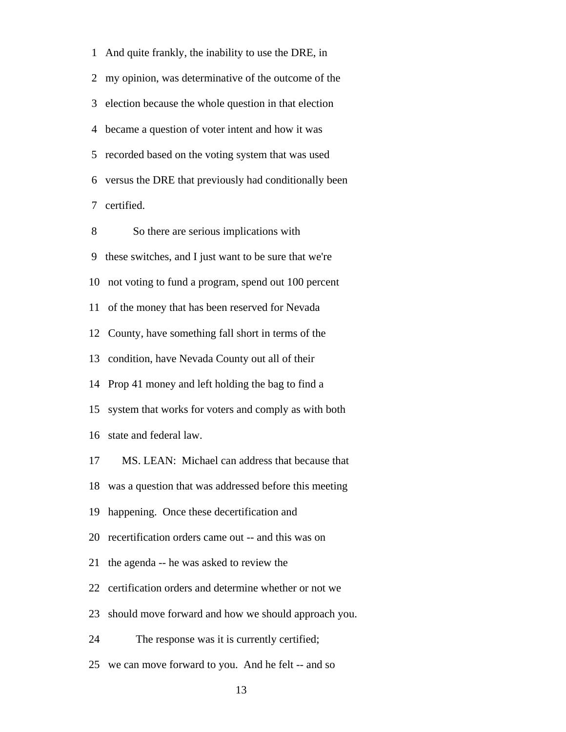And quite frankly, the inability to use the DRE, in my opinion, was determinative of the outcome of the election because the whole question in that election became a question of voter intent and how it was recorded based on the voting system that was used versus the DRE that previously had conditionally been certified.

So there are serious implications with these switches, and I just want to be sure that we're not voting to fund a program, spend out 100 percent of the money that has been reserved for Nevada County, have something fall short in terms of the condition, have Nevada County out all of their Prop 41 money and left holding the bag to find a system that works for voters and comply as with both state and federal law.

MS. LEAN: Michael can address that because that was a question that was addressed before this meeting happening. Once these decertification and recertification orders came out -- and this was on the agenda -- he was asked to review the certification orders and determine whether or not we should move forward and how we should approach you.

The response was it is currently certified; we can move forward to you. And he felt -- and so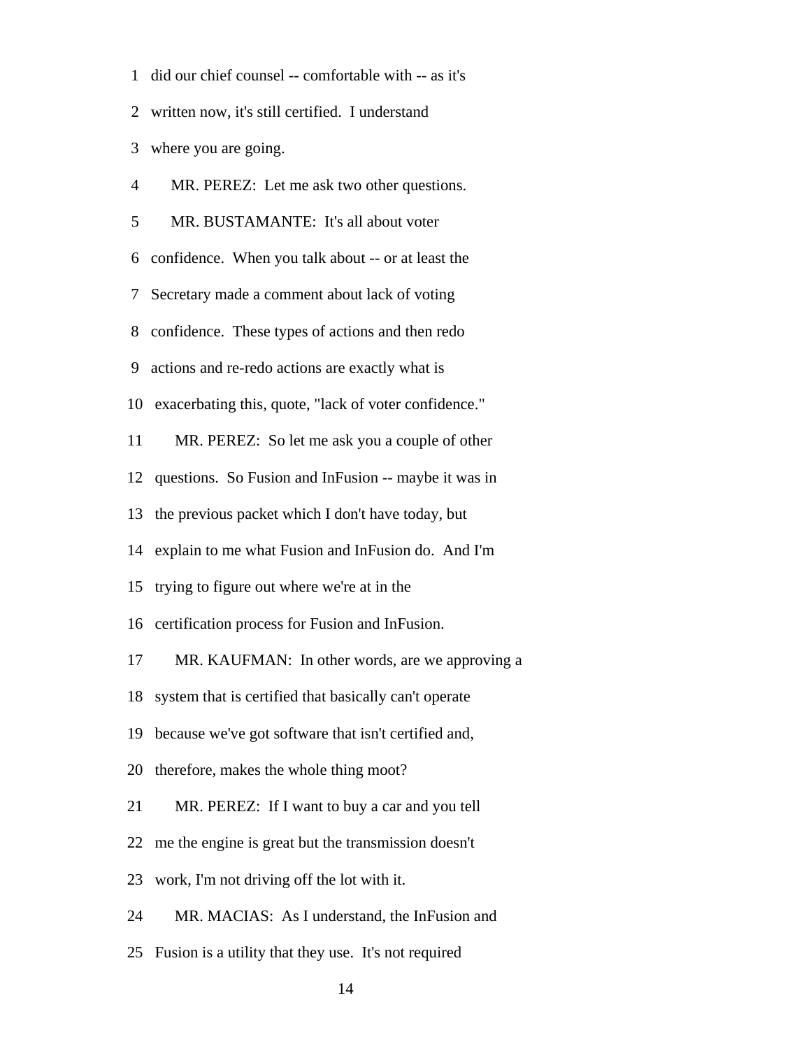1 did our chief counsel -- comfortable with -- as it's

2 written now, it's still certified. I understand

3 where you are going.

4 MR. PEREZ: Let me ask two other questions.

5 MR. BUSTAMANTE: It's all about voter

6 confidence. When you talk about -- or at least the

7 Secretary made a comment about lack of voting

8 confidence. These types of actions and then redo

9 actions and re-redo actions are exactly what is

10 exacerbating this, quote, "lack of voter confidence."

11 MR. PEREZ: So let me ask you a couple of other

12 questions. So Fusion and InFusion -- maybe it was in

13 the previous packet which I don't have today, but

14 explain to me what Fusion and InFusion do. And I'm

15 trying to figure out where we're at in the

16 certification process for Fusion and InFusion.

17 MR. KAUFMAN: In other words, are we approving a

18 system that is certified that basically can't operate

19 because we've got software that isn't certified and,

20 therefore, makes the whole thing moot?

21 MR. PEREZ: If I want to buy a car and you tell

22 me the engine is great but the transmission doesn't

23 work, I'm not driving off the lot with it.

24 MR. MACIAS: As I understand, the InFusion and

25 Fusion is a utility that they use. It's not required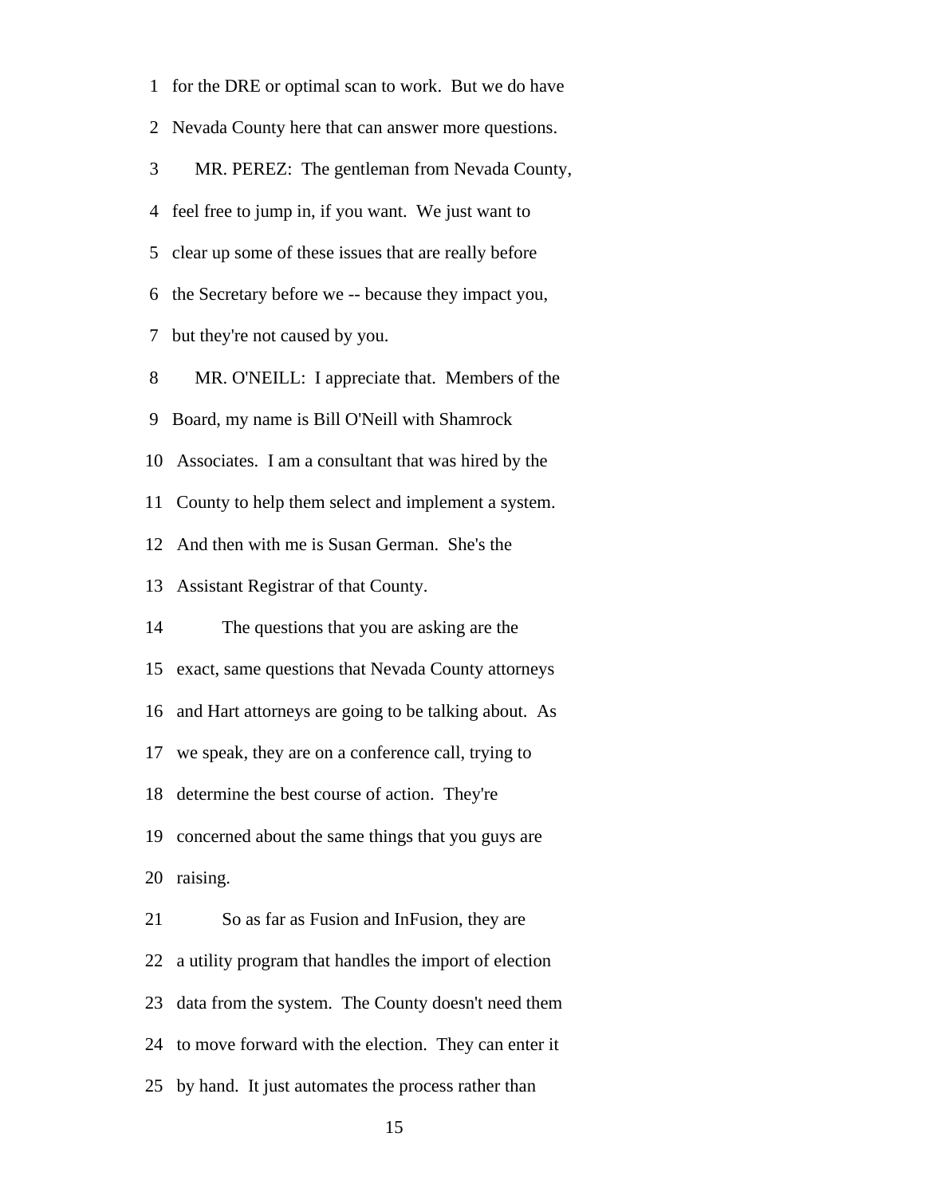1 for the DRE or optimal scan to work. But we do have
2 Nevada County here that can answer more questions.
3 MR. PEREZ: The gentleman from Nevada County,
4 feel free to jump in, if you want. We just want to
5 clear up some of these issues that are really before
6 the Secretary before we -- because they impact you,
7 but they're not caused by you.
8 MR. O'NEILL: I appreciate that. Members of the
9 Board, my name is Bill O'Neill with Shamrock
10 Associates. I am a consultant that was hired by the
11 County to help them select and implement a system.
12 And then with me is Susan German. She's the
13 Assistant Registrar of that County.
14 The questions that you are asking are the
15 exact, same questions that Nevada County attorneys
16 and Hart attorneys are going to be talking about. As
17 we speak, they are on a conference call, trying to
18 determine the best course of action. They're
19 concerned about the same things that you guys are
20 raising.
21 So as far as Fusion and InFusion, they are
22 a utility program that handles the import of election
23 data from the system. The County doesn't need them
24 to move forward with the election. They can enter it
25 by hand. It just automates the process rather than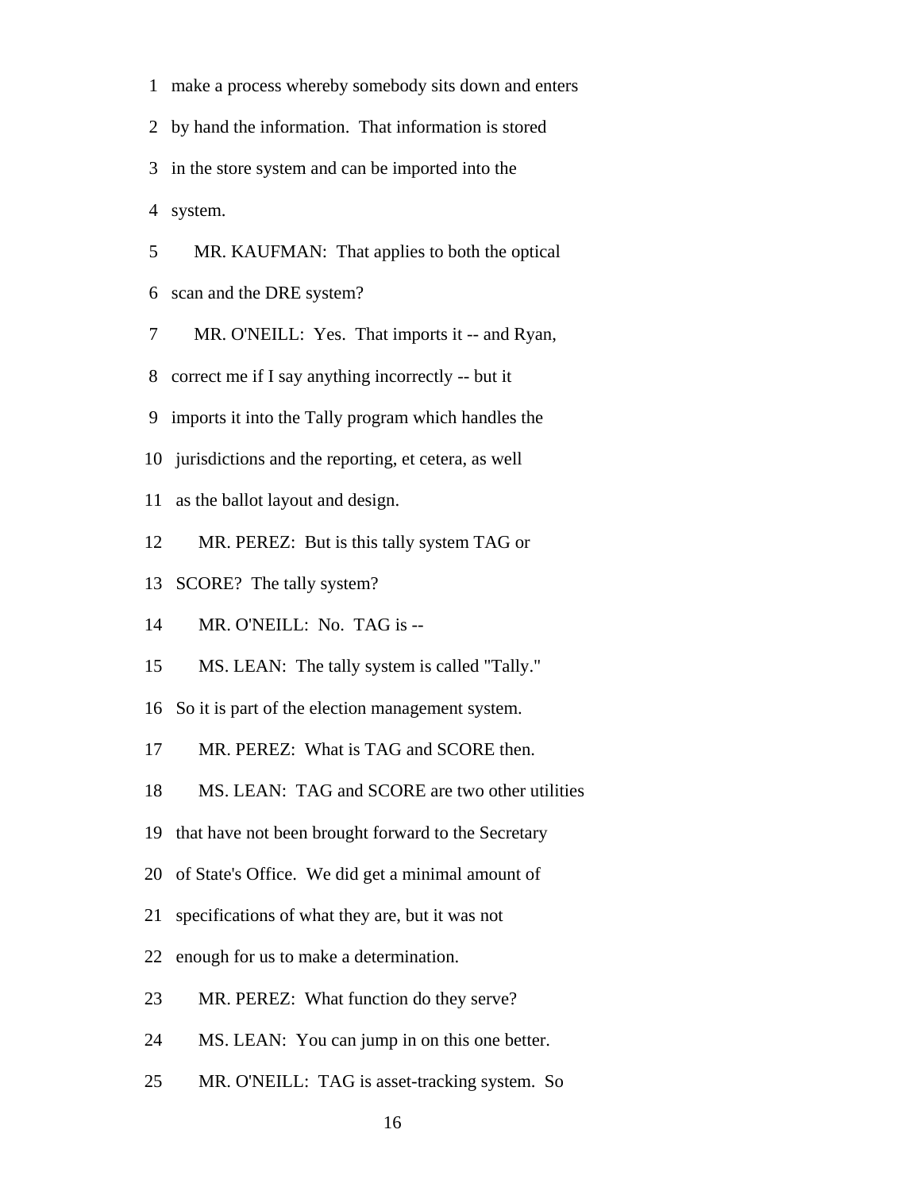1 make a process whereby somebody sits down and enters

2 by hand the information. That information is stored

3 in the store system and can be imported into the

4 system.

5 MR. KAUFMAN: That applies to both the optical

6 scan and the DRE system?

7 MR. O'NEILL: Yes. That imports it -- and Ryan,

8 correct me if I say anything incorrectly -- but it

9 imports it into the Tally program which handles the

10 jurisdictions and the reporting, et cetera, as well

11 as the ballot layout and design.

12 MR. PEREZ: But is this tally system TAG or

13 SCORE? The tally system?

14 MR. O'NEILL: No. TAG is --

15 MS. LEAN: The tally system is called "Tally."

16 So it is part of the election management system.

17 MR. PEREZ: What is TAG and SCORE then.

18 MS. LEAN: TAG and SCORE are two other utilities

19 that have not been brought forward to the Secretary

20 of State's Office. We did get a minimal amount of

21 specifications of what they are, but it was not

22 enough for us to make a determination.

23 MR. PEREZ: What function do they serve?

24 MS. LEAN: You can jump in on this one better.

25 MR. O'NEILL: TAG is asset-tracking system. So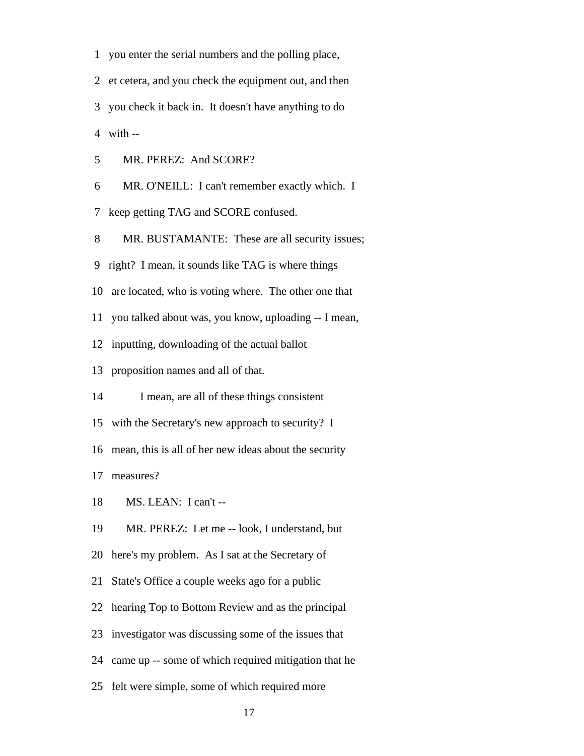1 you enter the serial numbers and the polling place,

2 et cetera, and you check the equipment out, and then

3 you check it back in. It doesn't have anything to do

4 with --

5 MR. PEREZ: And SCORE?

6 MR. O'NEILL: I can't remember exactly which. I

7 keep getting TAG and SCORE confused.

8 MR. BUSTAMANTE: These are all security issues;

9 right? I mean, it sounds like TAG is where things

10 are located, who is voting where. The other one that

11 you talked about was, you know, uploading -- I mean,

12 inputting, downloading of the actual ballot

13 proposition names and all of that.

14 I mean, are all of these things consistent

15 with the Secretary's new approach to security? I

16 mean, this is all of her new ideas about the security

17 measures?

18 MS. LEAN: I can't --

19 MR. PEREZ: Let me -- look, I understand, but

20 here's my problem. As I sat at the Secretary of

21 State's Office a couple weeks ago for a public

22 hearing Top to Bottom Review and as the principal

23 investigator was discussing some of the issues that

24 came up -- some of which required mitigation that he

25 felt were simple, some of which required more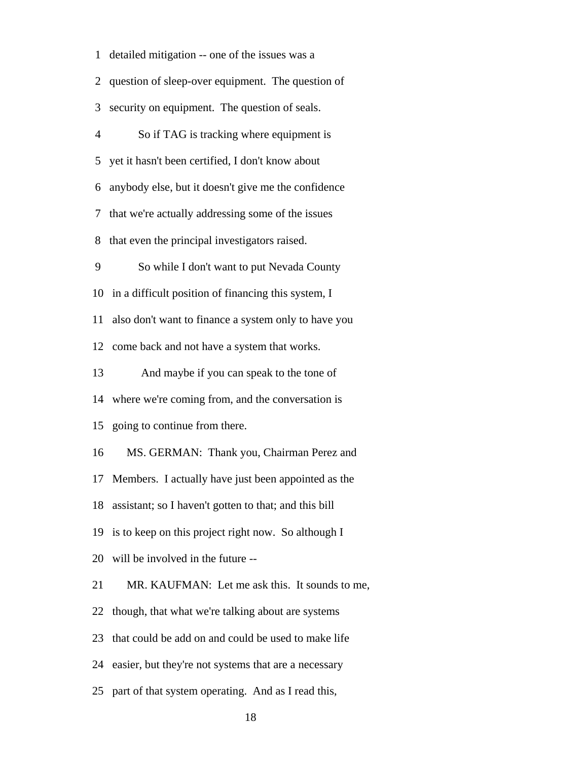1 detailed mitigation -- one of the issues was a

2 question of sleep-over equipment. The question of

3 security on equipment. The question of seals.

4 So if TAG is tracking where equipment is

5 yet it hasn't been certified, I don't know about

6 anybody else, but it doesn't give me the confidence

7 that we're actually addressing some of the issues

8 that even the principal investigators raised.

9 So while I don't want to put Nevada County

10 in a difficult position of financing this system, I

11 also don't want to finance a system only to have you

12 come back and not have a system that works.

13 And maybe if you can speak to the tone of

14 where we're coming from, and the conversation is

15 going to continue from there.

16 MS. GERMAN: Thank you, Chairman Perez and

17 Members. I actually have just been appointed as the

18 assistant; so I haven't gotten to that; and this bill

19 is to keep on this project right now. So although I

20 will be involved in the future --

21 MR. KAUFMAN: Let me ask this. It sounds to me,

22 though, that what we're talking about are systems

23 that could be add on and could be used to make life

24 easier, but they're not systems that are a necessary

25 part of that system operating. And as I read this,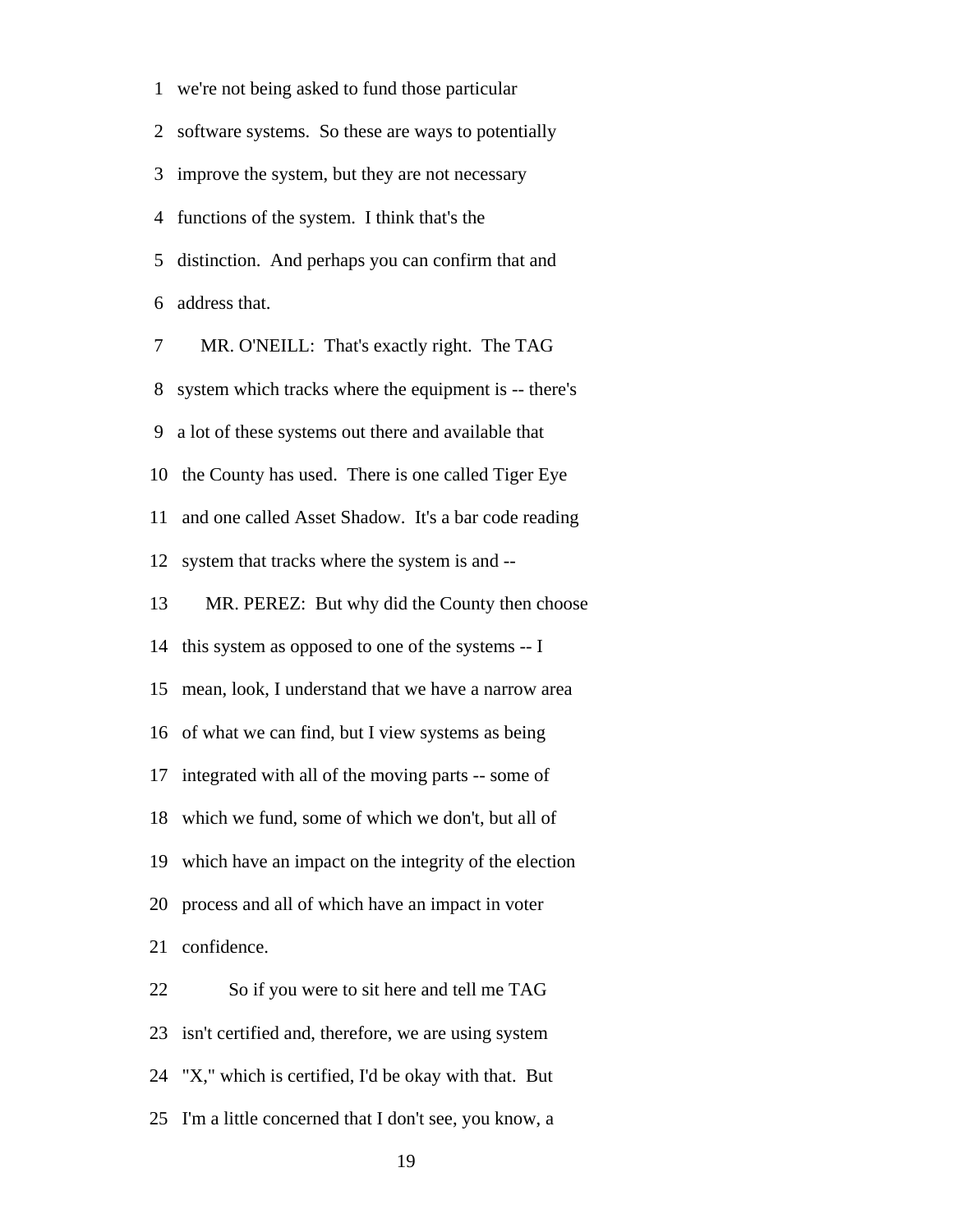1 we're not being asked to fund those particular

2 software systems. So these are ways to potentially

3 improve the system, but they are not necessary

4 functions of the system. I think that's the

5 distinction. And perhaps you can confirm that and

6 address that.

7 MR. O'NEILL: That's exactly right. The TAG

8 system which tracks where the equipment is -- there's

9 a lot of these systems out there and available that

10 the County has used. There is one called Tiger Eye

11 and one called Asset Shadow. It's a bar code reading

12 system that tracks where the system is and --

13 MR. PEREZ: But why did the County then choose

14 this system as opposed to one of the systems -- I

15 mean, look, I understand that we have a narrow area

16 of what we can find, but I view systems as being

17 integrated with all of the moving parts -- some of

18 which we fund, some of which we don't, but all of

19 which have an impact on the integrity of the election

20 process and all of which have an impact in voter

21 confidence.

22 So if you were to sit here and tell me TAG

23 isn't certified and, therefore, we are using system

24 "X," which is certified, I'd be okay with that. But

25 I'm a little concerned that I don't see, you know, a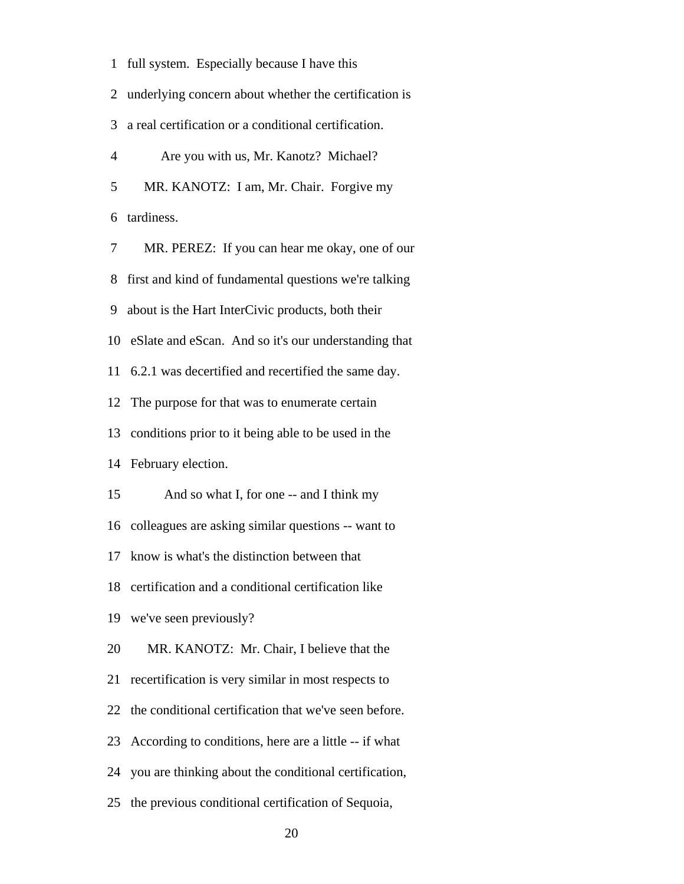full system. Especially because I have this underlying concern about whether the certification is a real certification or a conditional certification.

Are you with us, Mr. Kanotz? Michael?

MR. KANOTZ: I am, Mr. Chair. Forgive my tardiness.

MR. PEREZ: If you can hear me okay, one of our first and kind of fundamental questions we're talking about is the Hart InterCivic products, both their eSlate and eScan. And so it's our understanding that 6.2.1 was decertified and recertified the same day. The purpose for that was to enumerate certain conditions prior to it being able to be used in the February election.

And so what I, for one -- and I think my colleagues are asking similar questions -- want to know is what's the distinction between that certification and a conditional certification like we've seen previously?

MR. KANOTZ: Mr. Chair, I believe that the recertification is very similar in most respects to the conditional certification that we've seen before. According to conditions, here are a little -- if what you are thinking about the conditional certification, the previous conditional certification of Sequoia,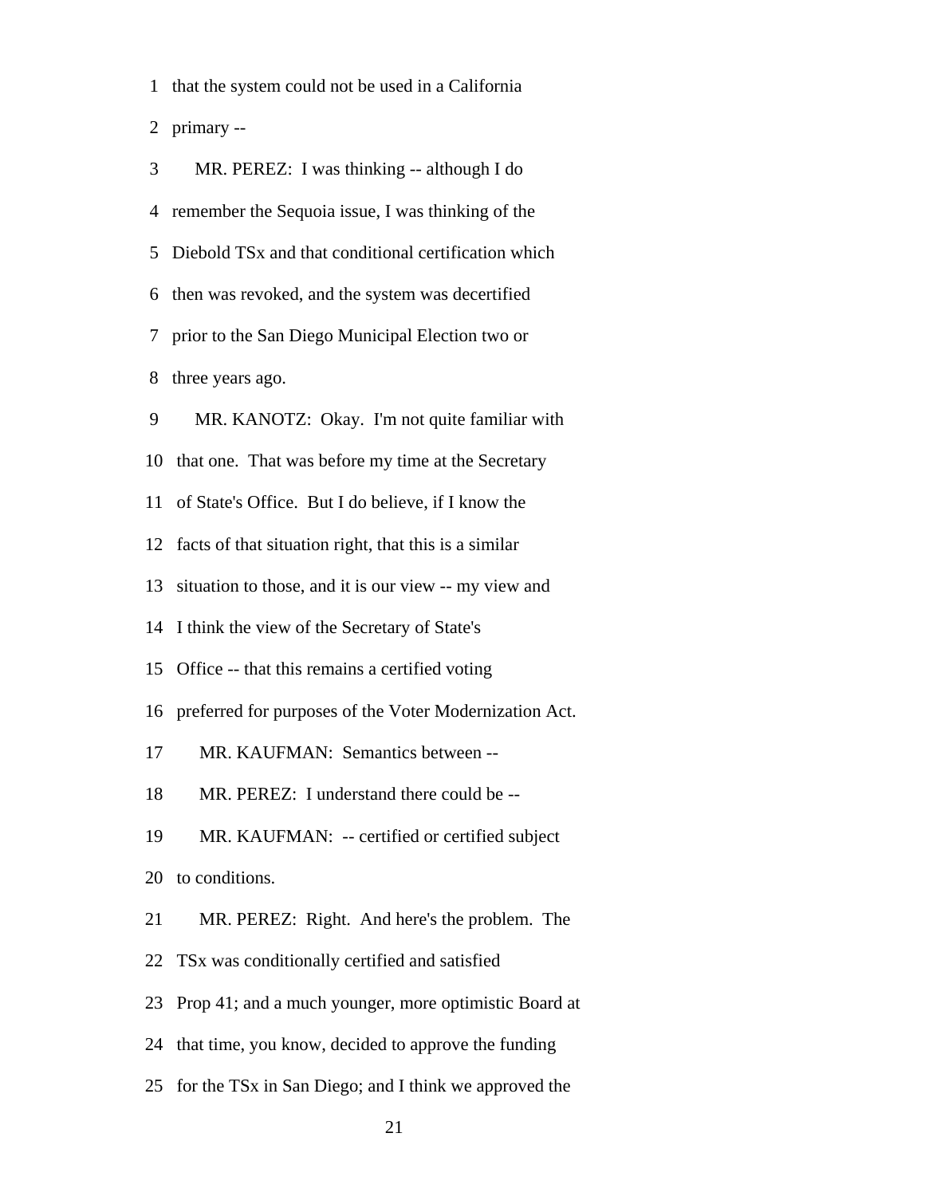1 that the system could not be used in a California

2 primary --

3 MR. PEREZ: I was thinking -- although I do

4 remember the Sequoia issue, I was thinking of the

5 Diebold TSx and that conditional certification which

6 then was revoked, and the system was decertified

7 prior to the San Diego Municipal Election two or

8 three years ago.

9 MR. KANOTZ: Okay. I'm not quite familiar with

10 that one. That was before my time at the Secretary

11 of State's Office. But I do believe, if I know the

12 facts of that situation right, that this is a similar

13 situation to those, and it is our view -- my view and

14 I think the view of the Secretary of State's

15 Office -- that this remains a certified voting

16 preferred for purposes of the Voter Modernization Act.

17 MR. KAUFMAN: Semantics between --

18 MR. PEREZ: I understand there could be --

19 MR. KAUFMAN: -- certified or certified subject

20 to conditions.

21 MR. PEREZ: Right. And here's the problem. The

22 TSx was conditionally certified and satisfied

23 Prop 41; and a much younger, more optimistic Board at

24 that time, you know, decided to approve the funding

25 for the TSx in San Diego; and I think we approved the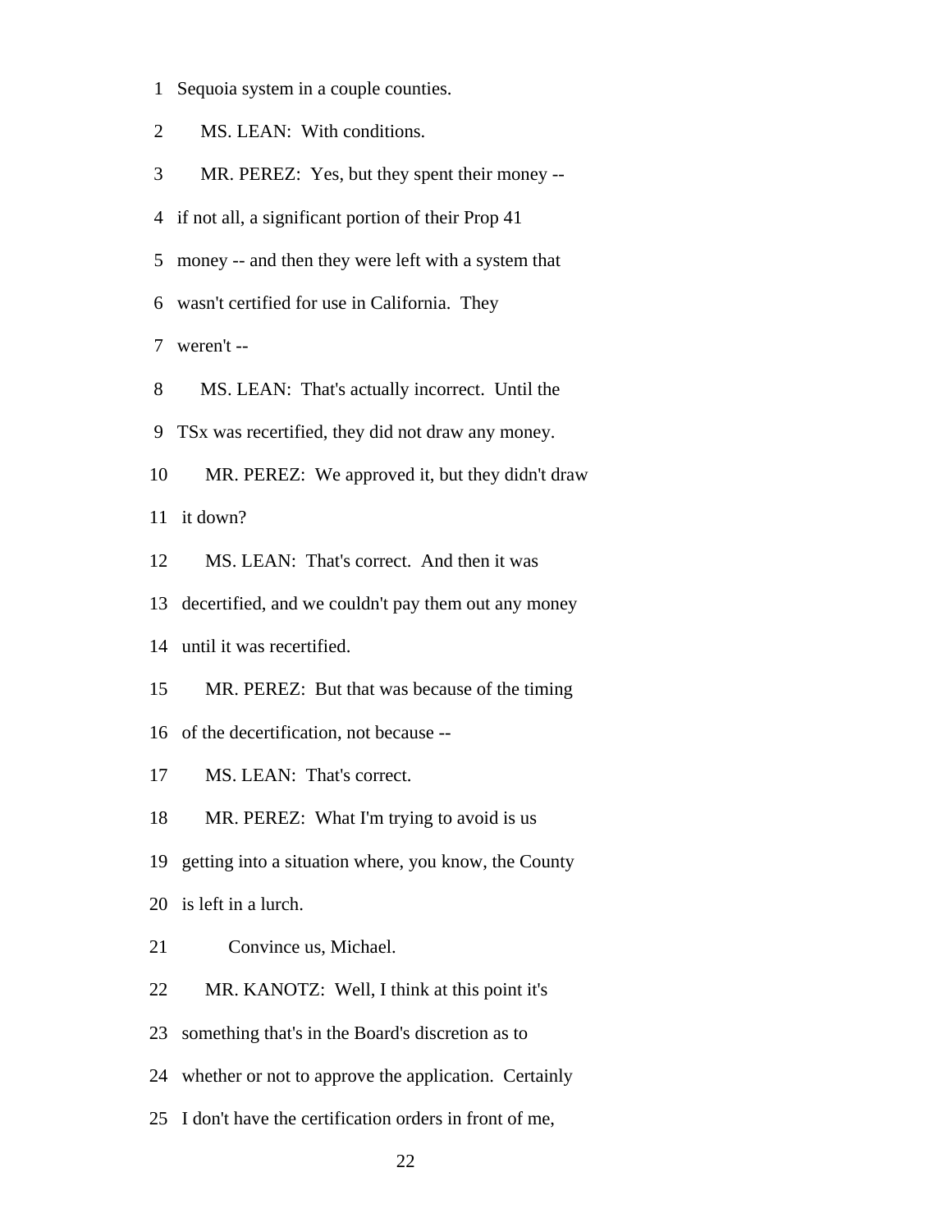1 Sequoia system in a couple counties.

2 MS. LEAN: With conditions.

3 MR. PEREZ: Yes, but they spent their money --

4 if not all, a significant portion of their Prop 41

5 money -- and then they were left with a system that

6 wasn't certified for use in California. They

7 weren't --

8 MS. LEAN: That's actually incorrect. Until the

9 TSx was recertified, they did not draw any money.

10 MR. PEREZ: We approved it, but they didn't draw

11 it down?

12 MS. LEAN: That's correct. And then it was

13 decertified, and we couldn't pay them out any money

14 until it was recertified.

15 MR. PEREZ: But that was because of the timing

16 of the decertification, not because --

17 MS. LEAN: That's correct.

18 MR. PEREZ: What I'm trying to avoid is us

19 getting into a situation where, you know, the County

20 is left in a lurch.

21 Convince us, Michael.

22 MR. KANOTZ: Well, I think at this point it's

23 something that's in the Board's discretion as to

24 whether or not to approve the application. Certainly

25 I don't have the certification orders in front of me,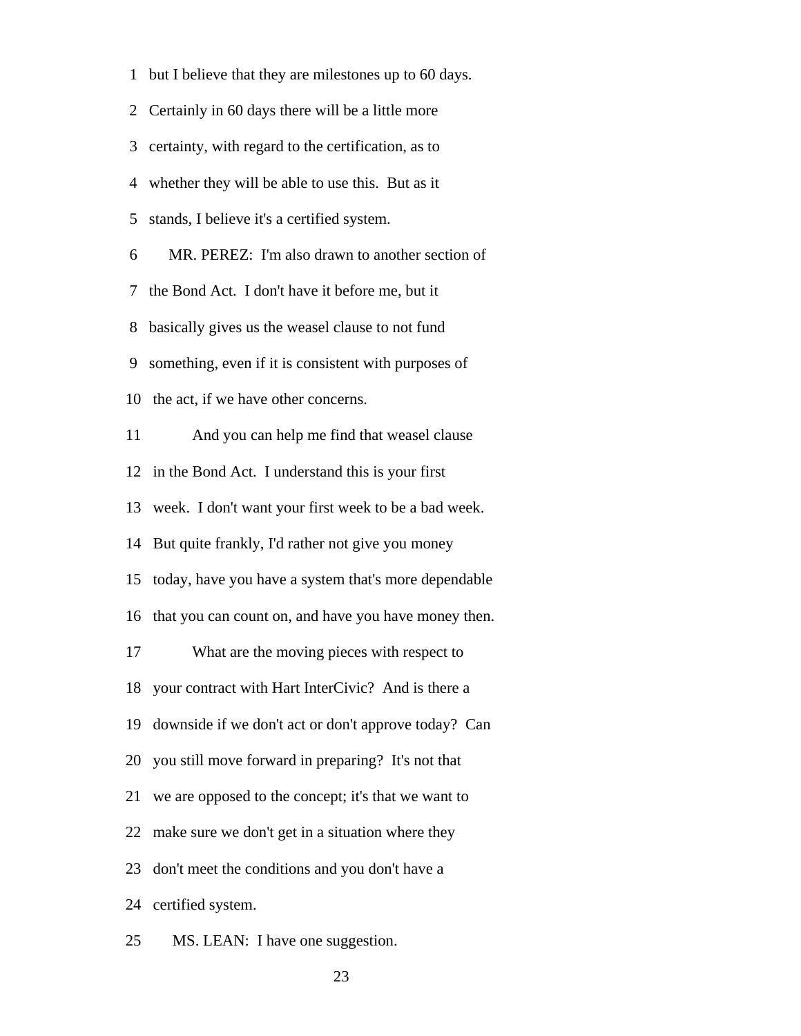1 but I believe that they are milestones up to 60 days.

2 Certainly in 60 days there will be a little more

3 certainty, with regard to the certification, as to

4 whether they will be able to use this. But as it

5 stands, I believe it's a certified system.

6 MR. PEREZ: I'm also drawn to another section of

7 the Bond Act. I don't have it before me, but it

8 basically gives us the weasel clause to not fund

9 something, even if it is consistent with purposes of

10 the act, if we have other concerns.

11 And you can help me find that weasel clause

12 in the Bond Act. I understand this is your first

13 week. I don't want your first week to be a bad week.

14 But quite frankly, I'd rather not give you money

15 today, have you have a system that's more dependable

16 that you can count on, and have you have money then.

17 What are the moving pieces with respect to

18 your contract with Hart InterCivic? And is there a

19 downside if we don't act or don't approve today? Can

20 you still move forward in preparing? It's not that

21 we are opposed to the concept; it's that we want to

22 make sure we don't get in a situation where they

23 don't meet the conditions and you don't have a

24 certified system.

25 MS. LEAN: I have one suggestion.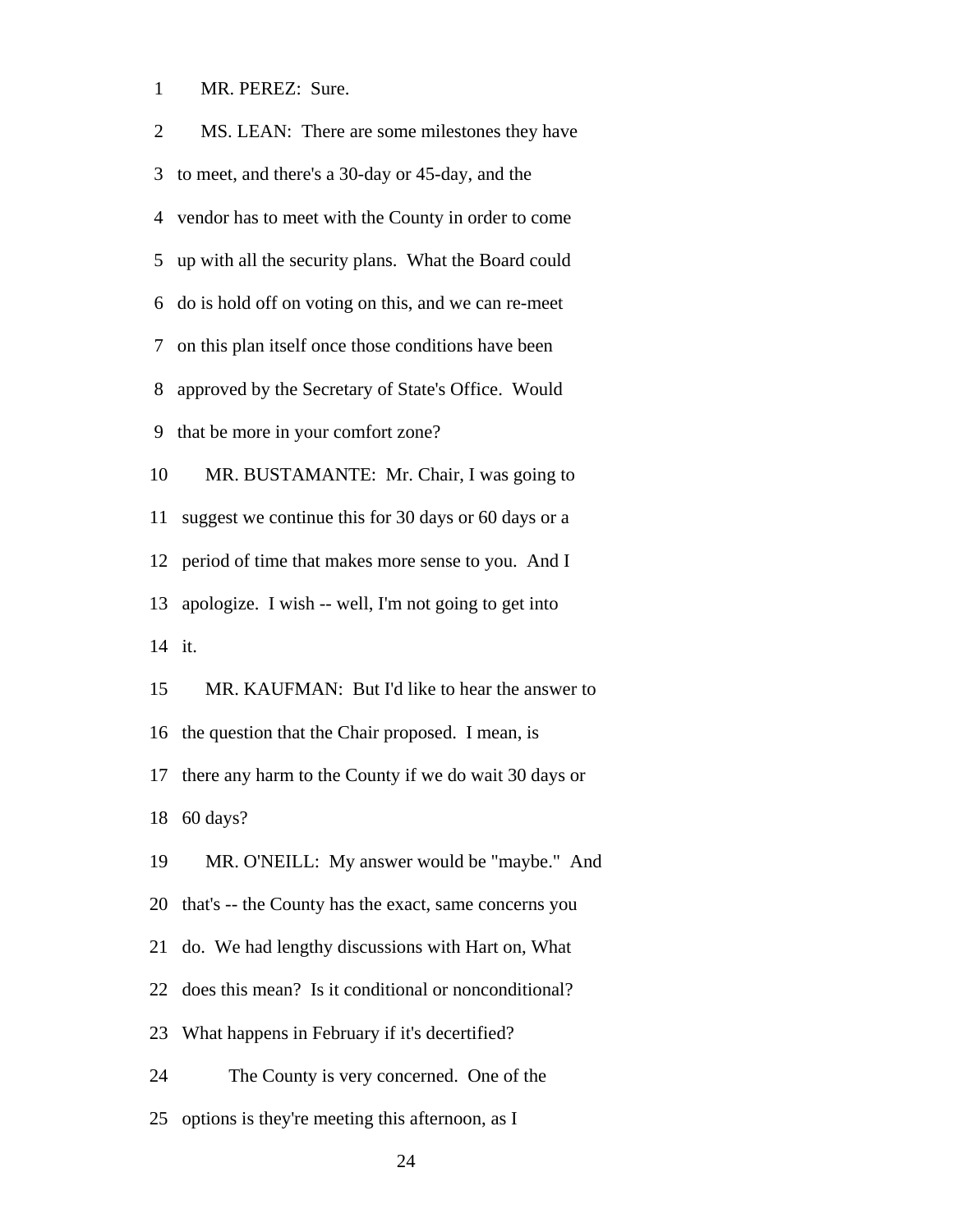MR. PEREZ: Sure.

MS. LEAN: There are some milestones they have to meet, and there's a 30-day or 45-day, and the vendor has to meet with the County in order to come up with all the security plans. What the Board could do is hold off on voting on this, and we can re-meet on this plan itself once those conditions have been approved by the Secretary of State's Office. Would that be more in your comfort zone?

MR. BUSTAMANTE: Mr. Chair, I was going to suggest we continue this for 30 days or 60 days or a period of time that makes more sense to you. And I apologize. I wish -- well, I'm not going to get into it.

MR. KAUFMAN: But I'd like to hear the answer to the question that the Chair proposed. I mean, is there any harm to the County if we do wait 30 days or 60 days?

MR. O'NEILL: My answer would be "maybe." And that's -- the County has the exact, same concerns you do. We had lengthy discussions with Hart on, What does this mean? Is it conditional or nonconditional? What happens in February if it's decertified?

The County is very concerned. One of the options is they're meeting this afternoon, as I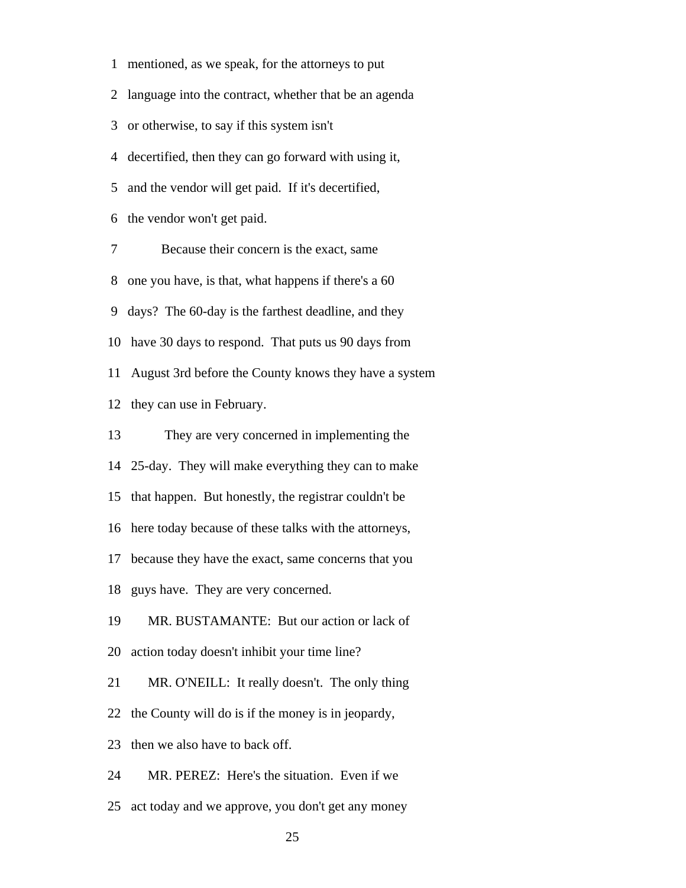1 mentioned, as we speak, for the attorneys to put

2 language into the contract, whether that be an agenda

3 or otherwise, to say if this system isn't

4 decertified, then they can go forward with using it,

5 and the vendor will get paid. If it's decertified,

6 the vendor won't get paid.

7 Because their concern is the exact, same

8 one you have, is that, what happens if there's a 60

9 days? The 60-day is the farthest deadline, and they

10 have 30 days to respond. That puts us 90 days from

11 August 3rd before the County knows they have a system

12 they can use in February.

13 They are very concerned in implementing the

14 25-day. They will make everything they can to make

15 that happen. But honestly, the registrar couldn't be

16 here today because of these talks with the attorneys,

17 because they have the exact, same concerns that you

18 guys have. They are very concerned.

19 MR. BUSTAMANTE: But our action or lack of

20 action today doesn't inhibit your time line?

21 MR. O'NEILL: It really doesn't. The only thing

22 the County will do is if the money is in jeopardy,

23 then we also have to back off.

24 MR. PEREZ: Here's the situation. Even if we

25 act today and we approve, you don't get any money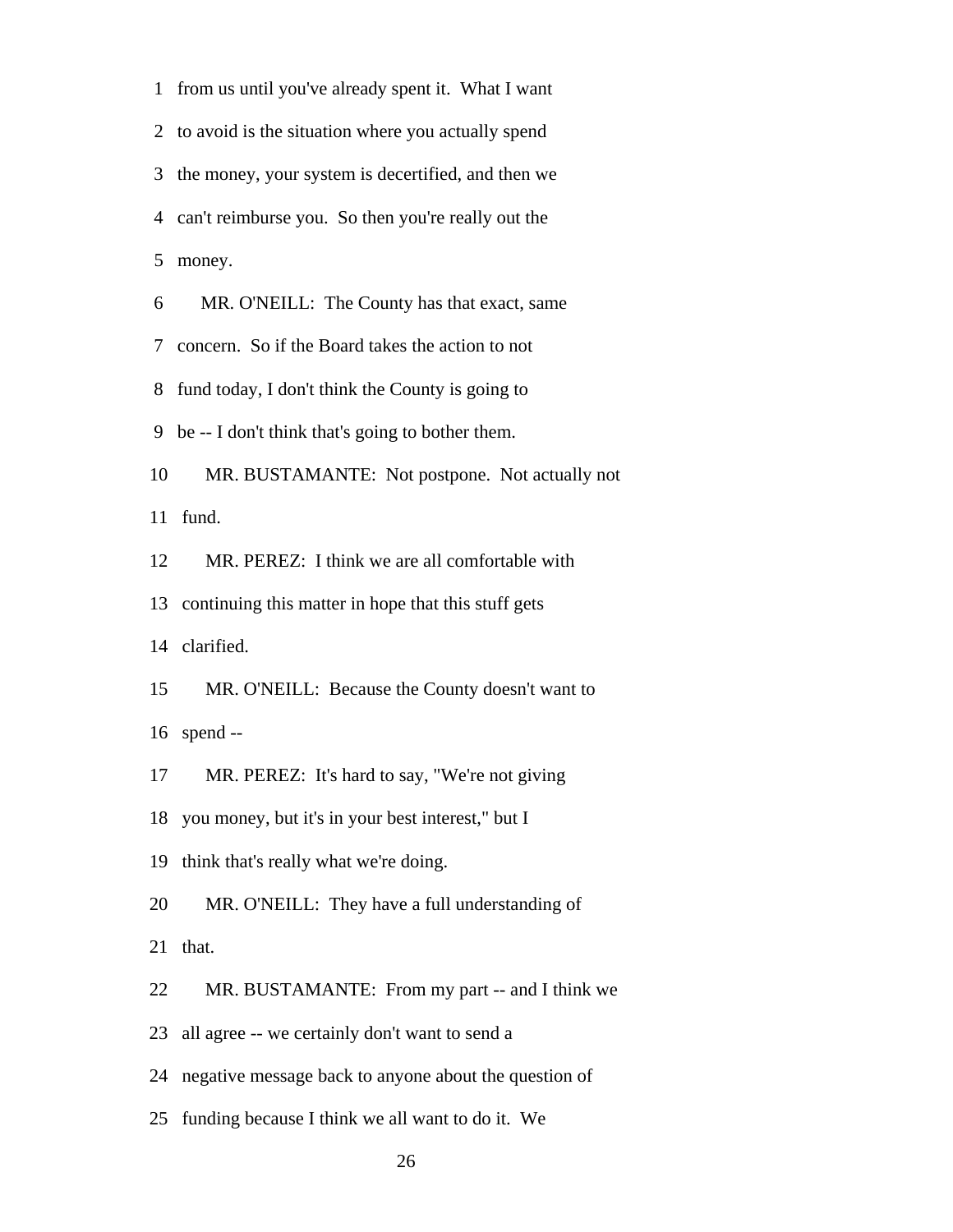1 from us until you've already spent it. What I want

2 to avoid is the situation where you actually spend

3 the money, your system is decertified, and then we

4 can't reimburse you. So then you're really out the

5 money.

6 MR. O'NEILL: The County has that exact, same

7 concern. So if the Board takes the action to not

8 fund today, I don't think the County is going to

9 be -- I don't think that's going to bother them.

10 MR. BUSTAMANTE: Not postpone. Not actually not

11 fund.

12 MR. PEREZ: I think we are all comfortable with

13 continuing this matter in hope that this stuff gets

14 clarified.

15 MR. O'NEILL: Because the County doesn't want to

16 spend --

17 MR. PEREZ: It's hard to say, "We're not giving

18 you money, but it's in your best interest," but I

19 think that's really what we're doing.

20 MR. O'NEILL: They have a full understanding of

21 that.

22 MR. BUSTAMANTE: From my part -- and I think we

23 all agree -- we certainly don't want to send a

24 negative message back to anyone about the question of

25 funding because I think we all want to do it. We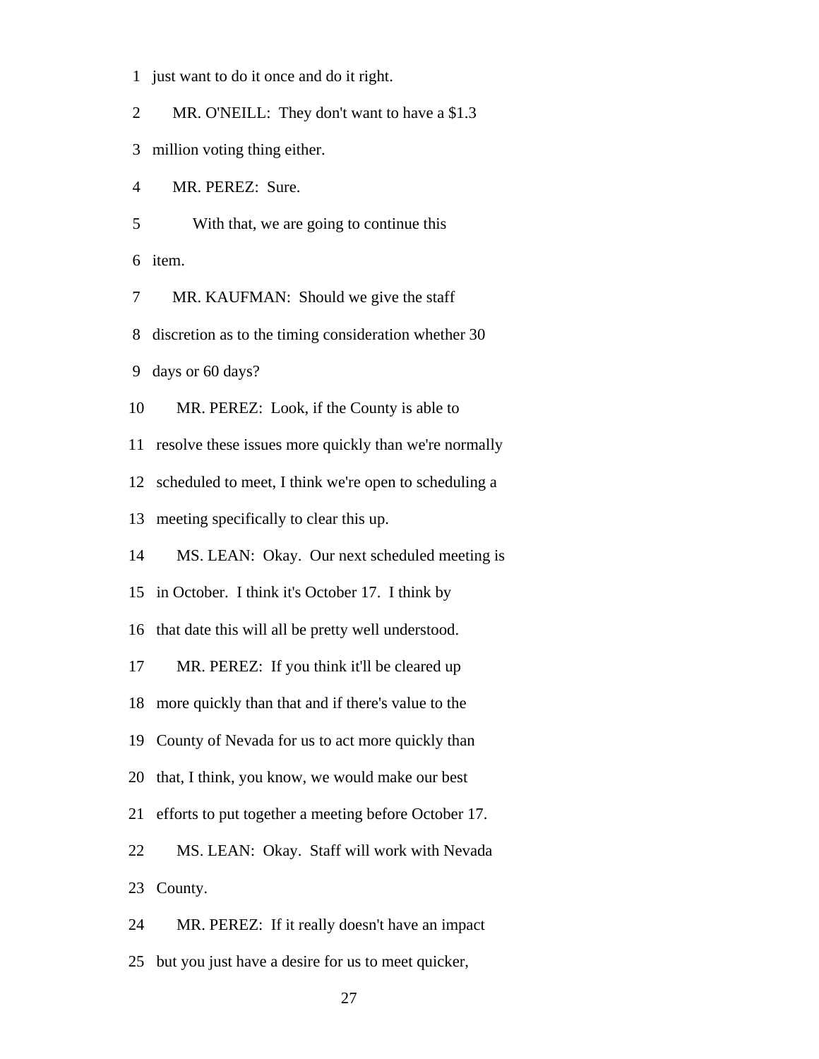1 just want to do it once and do it right.

2 MR. O'NEILL: They don't want to have a $1.3

3 million voting thing either.

4 MR. PEREZ: Sure.

5 With that, we are going to continue this

6 item.

7 MR. KAUFMAN: Should we give the staff

8 discretion as to the timing consideration whether 30

9 days or 60 days?

10 MR. PEREZ: Look, if the County is able to

11 resolve these issues more quickly than we're normally

12 scheduled to meet, I think we're open to scheduling a

13 meeting specifically to clear this up.

14 MS. LEAN: Okay. Our next scheduled meeting is

15 in October. I think it's October 17. I think by

16 that date this will all be pretty well understood.

17 MR. PEREZ: If you think it'll be cleared up

18 more quickly than that and if there's value to the

19 County of Nevada for us to act more quickly than

20 that, I think, you know, we would make our best

21 efforts to put together a meeting before October 17.

22 MS. LEAN: Okay. Staff will work with Nevada

23 County.

24 MR. PEREZ: If it really doesn't have an impact

25 but you just have a desire for us to meet quicker,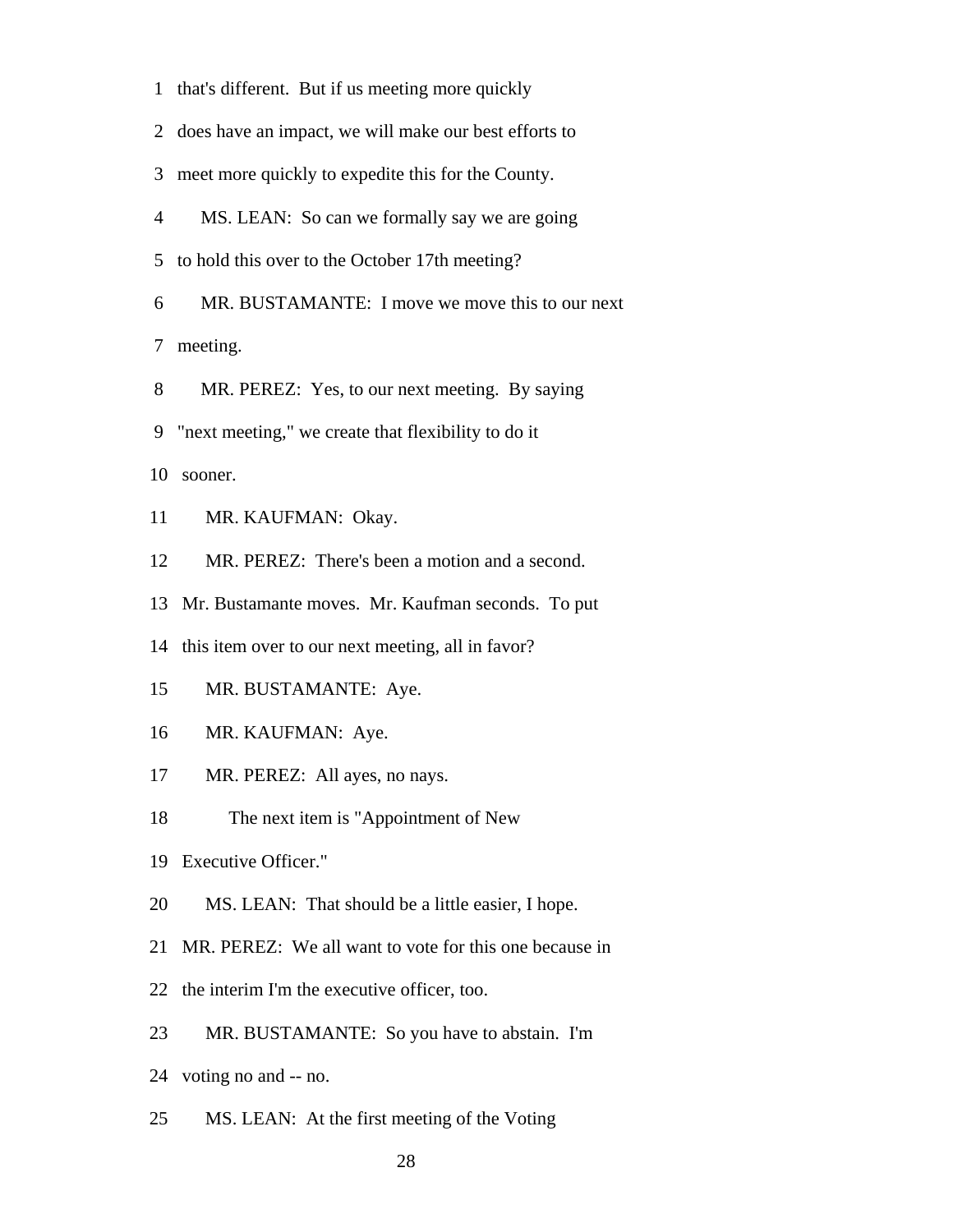1 that's different. But if us meeting more quickly

2 does have an impact, we will make our best efforts to

3 meet more quickly to expedite this for the County.

4 MS. LEAN: So can we formally say we are going

5 to hold this over to the October 17th meeting?

6 MR. BUSTAMANTE: I move we move this to our next

7 meeting.

8 MR. PEREZ: Yes, to our next meeting. By saying

9 "next meeting," we create that flexibility to do it

10 sooner.

11 MR. KAUFMAN: Okay.

12 MR. PEREZ: There's been a motion and a second.

13 Mr. Bustamante moves. Mr. Kaufman seconds. To put

14 this item over to our next meeting, all in favor?

15 MR. BUSTAMANTE: Aye.

16 MR. KAUFMAN: Aye.

17 MR. PEREZ: All ayes, no nays.

18 The next item is "Appointment of New

19 Executive Officer."

20 MS. LEAN: That should be a little easier, I hope.

21 MR. PEREZ: We all want to vote for this one because in

22 the interim I'm the executive officer, too.

23 MR. BUSTAMANTE: So you have to abstain. I'm

24 voting no and -- no.

25 MS. LEAN: At the first meeting of the Voting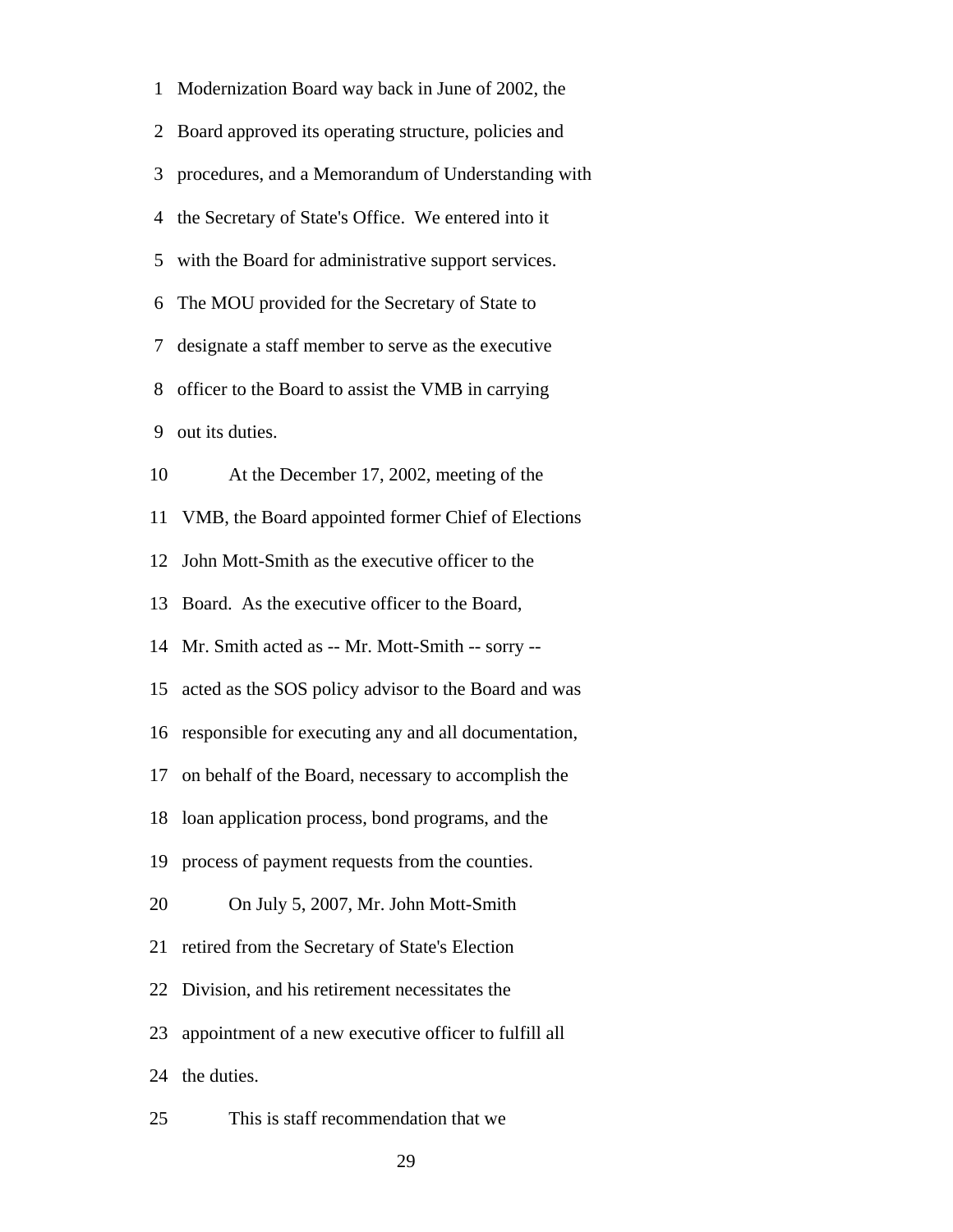1 Modernization Board way back in June of 2002, the
2 Board approved its operating structure, policies and
3 procedures, and a Memorandum of Understanding with
4 the Secretary of State's Office. We entered into it
5 with the Board for administrative support services.
6 The MOU provided for the Secretary of State to
7 designate a staff member to serve as the executive
8 officer to the Board to assist the VMB in carrying
9 out its duties.
10 At the December 17, 2002, meeting of the
11 VMB, the Board appointed former Chief of Elections
12 John Mott-Smith as the executive officer to the
13 Board. As the executive officer to the Board,
14 Mr. Smith acted as -- Mr. Mott-Smith -- sorry --
15 acted as the SOS policy advisor to the Board and was
16 responsible for executing any and all documentation,
17 on behalf of the Board, necessary to accomplish the
18 loan application process, bond programs, and the
19 process of payment requests from the counties.
20 On July 5, 2007, Mr. John Mott-Smith
21 retired from the Secretary of State's Election
22 Division, and his retirement necessitates the
23 appointment of a new executive officer to fulfill all
24 the duties.
25 This is staff recommendation that we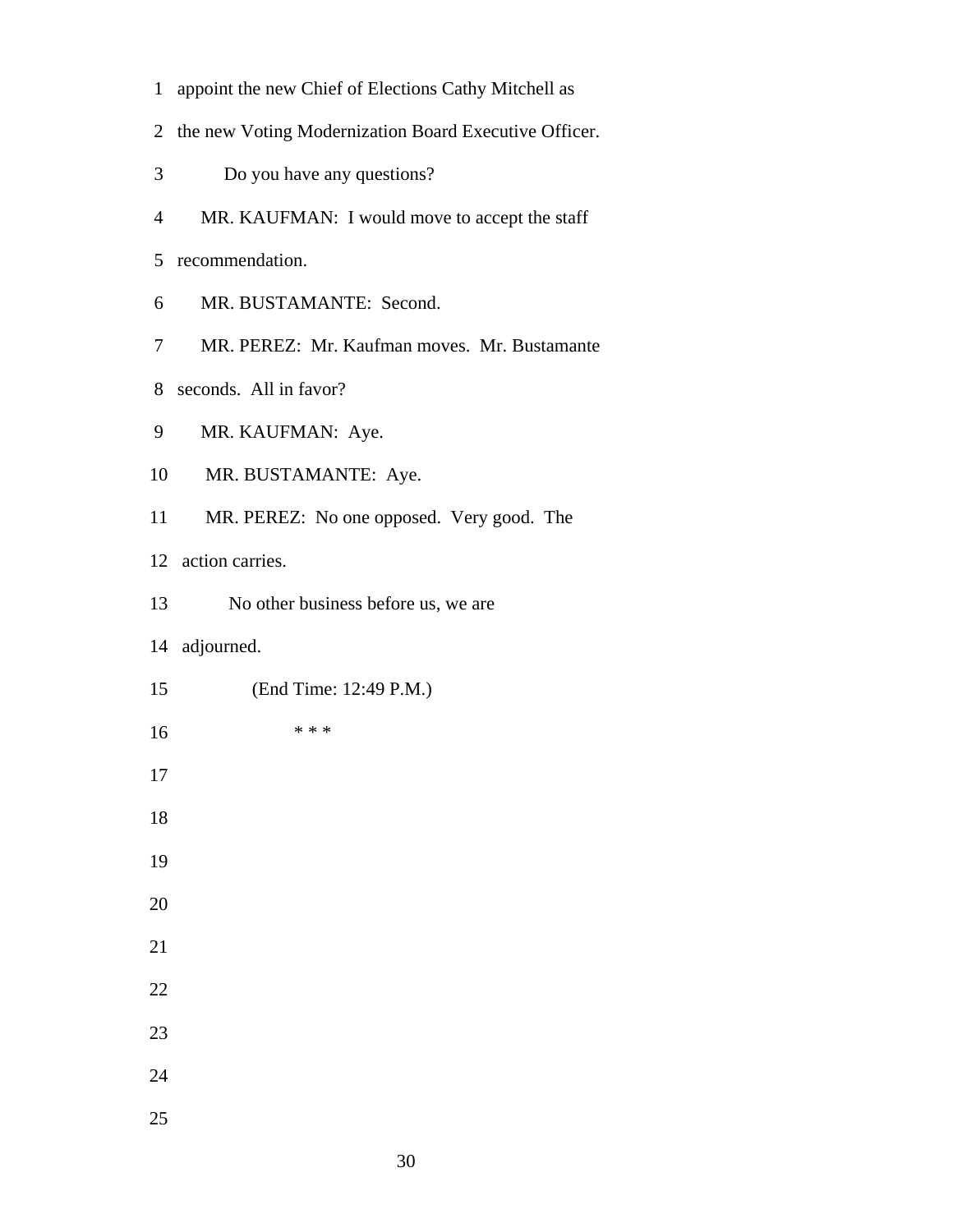appoint the new Chief of Elections Cathy Mitchell as the new Voting Modernization Board Executive Officer.

Do you have any questions?

MR. KAUFMAN: I would move to accept the staff recommendation.

MR. BUSTAMANTE: Second.

MR. PEREZ: Mr. Kaufman moves. Mr. Bustamante seconds. All in favor?

MR. KAUFMAN: Aye.

MR. BUSTAMANTE: Aye.

MR. PEREZ: No one opposed. Very good. The action carries.

No other business before us, we are adjourned.

(End Time: 12:49 P.M.)

* * *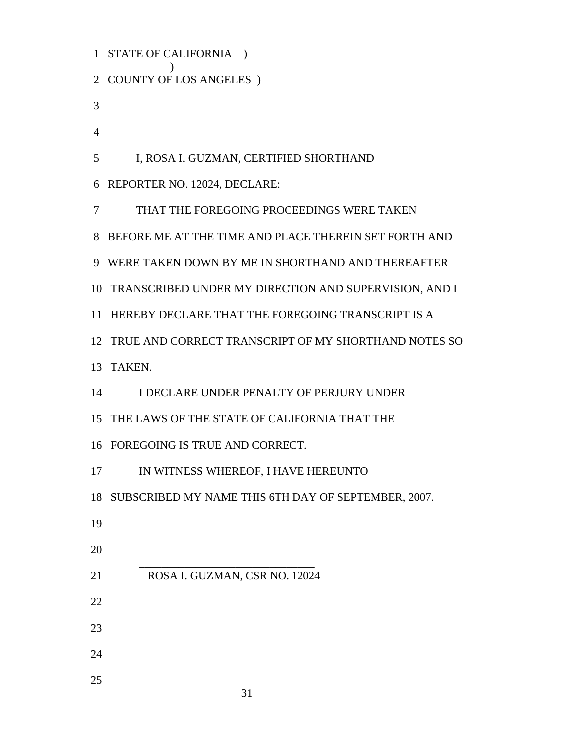STATE OF CALIFORNIA )
)
COUNTY OF LOS ANGELES )

I, ROSA I. GUZMAN, CERTIFIED SHORTHAND REPORTER NO. 12024, DECLARE:

THAT THE FOREGOING PROCEEDINGS WERE TAKEN BEFORE ME AT THE TIME AND PLACE THEREIN SET FORTH AND WERE TAKEN DOWN BY ME IN SHORTHAND AND THEREAFTER TRANSCRIBED UNDER MY DIRECTION AND SUPERVISION, AND I HEREBY DECLARE THAT THE FOREGOING TRANSCRIPT IS A TRUE AND CORRECT TRANSCRIPT OF MY SHORTHAND NOTES SO TAKEN.

I DECLARE UNDER PENALTY OF PERJURY UNDER THE LAWS OF THE STATE OF CALIFORNIA THAT THE FOREGOING IS TRUE AND CORRECT.

IN WITNESS WHEREOF, I HAVE HEREUNTO SUBSCRIBED MY NAME THIS 6TH DAY OF SEPTEMBER, 2007.

\_\_\_\_\_\_\_\_\_\_\_\_\_\_\_\_\_\_\_\_\_\_\_\_\_\_\_\_\_\_

ROSA I. GUZMAN, CSR NO. 12024